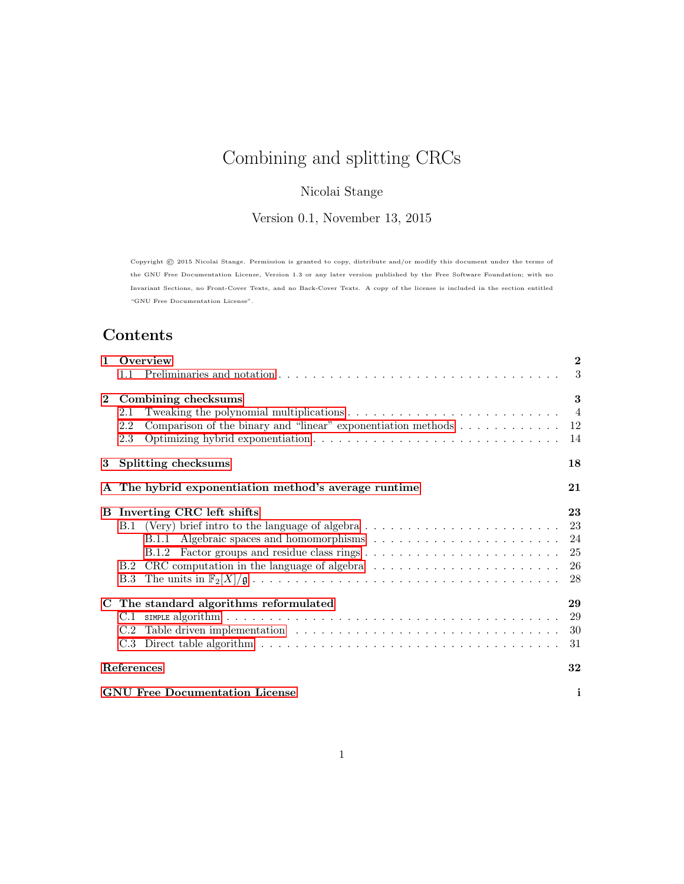# Combining and splitting CRCs

Nicolai Stange

Version 0.1, November 13, 2015

Copyright © 2015 Nicolai Stange. Permission is granted to copy, distribute and/or modify this document under the terms of the GNU Free Documentation License, Version 1.3 or any later version published by the Free Software Foundation; with no Invariant Sections, no Front-Cover Texts, and no Back-Cover Texts. A copy of the license is included in the section entitled "GNU Free Documentation License".

## Contents

- **1 Overview** — **2**
  - 1.1 Preliminaries and notation — 3
- **2 Combining checksums** — **3**
  - 2.1 Tweaking the polynomial multiplications — 4
  - 2.2 Comparison of the binary and "linear" exponentiation methods — 12
  - 2.3 Optimizing hybrid exponentiation — 14
- **3 Splitting checksums** — **18**
- **A The hybrid exponentiation method's average runtime** — **21**
- **B Inverting CRC left shifts** — **23**
  - B.1 (Very) brief intro to the language of algebra — 23
    - B.1.1 Algebraic spaces and homomorphisms — 24
    - B.1.2 Factor groups and residue class rings — 25
  - B.2 CRC computation in the language of algebra — 26
  - B.3 The units in $\mathbb{F}_2[X]/\mathfrak{g}$ — 28
- **C The standard algorithms reformulated** — **29**
  - C.1 SIMPLE algorithm — 29
  - C.2 Table driven implementation — 30
  - C.3 Direct table algorithm — 31
- **References** — **32**
- **GNU Free Documentation License** — **i**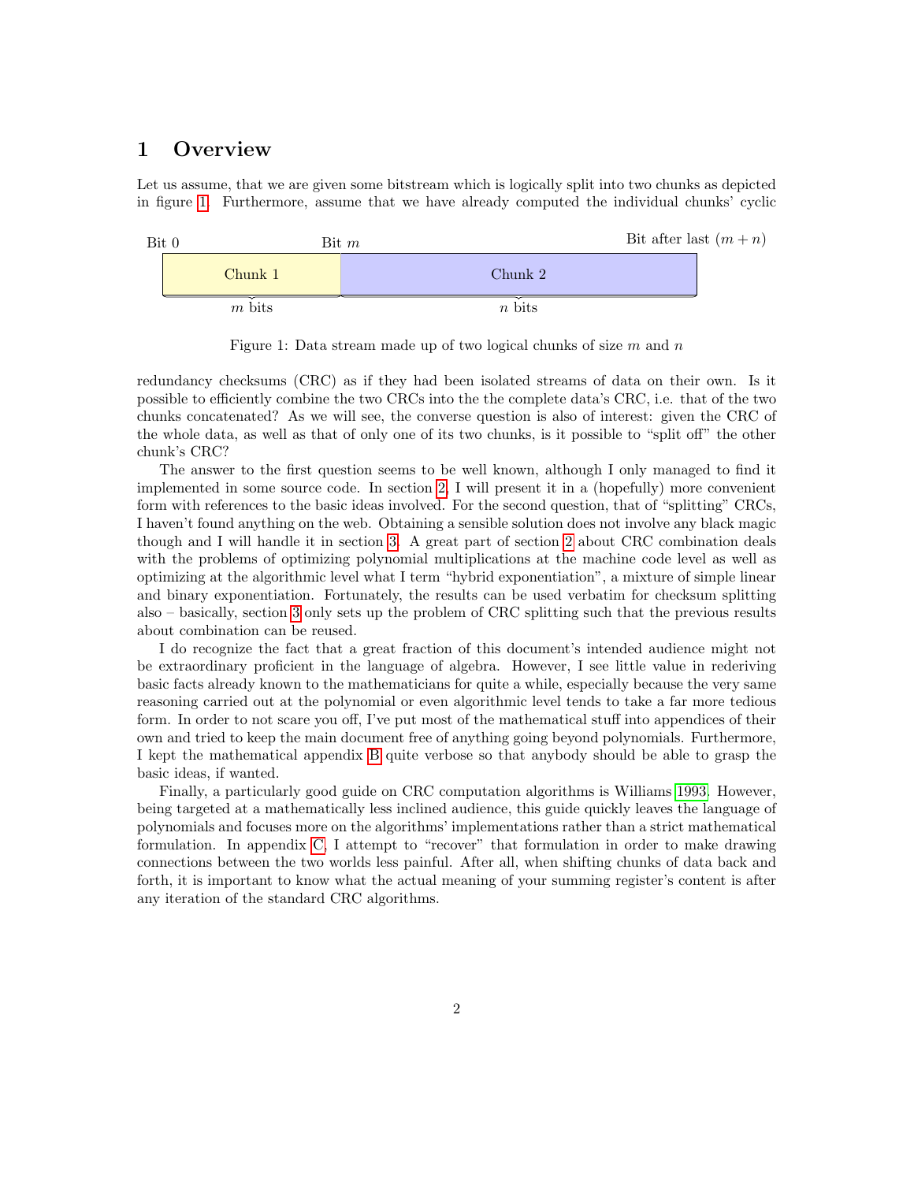# 1 Overview

Let us assume, that we are given some bitstream which is logically split into two chunks as depicted in figure 1. Furthermore, assume that we have already computed the individual chunks' cyclic redundancy checksums (CRC) as if they had been isolated streams of data on their own. Is it possible to efficiently combine the two CRCs into the the complete data's CRC, i.e. that of the two chunks concatenated? As we will see, the converse question is also of interest: given the CRC of the whole data, as well as that of only one of its two chunks, is it possible to "split off" the other chunk's CRC?

| Bit 0 | Bit $m$ | Bit after last $(m+n)$ |
|---|---|---|
| Chunk 1 | Chunk 2 | |
| $m$ bits | $n$ bits | |

Figure 1: Data stream made up of two logical chunks of size $m$ and $n$

The answer to the first question seems to be well known, although I only managed to find it implemented in some source code. In section 2, I will present it in a (hopefully) more convenient form with references to the basic ideas involved. For the second question, that of "splitting" CRCs, I haven't found anything on the web. Obtaining a sensible solution does not involve any black magic though and I will handle it in section 3. A great part of section 2 about CRC combination deals with the problems of optimizing polynomial multiplications at the machine code level as well as optimizing at the algorithmic level what I term "hybrid exponentiation", a mixture of simple linear and binary exponentiation. Fortunately, the results can be used verbatim for checksum splitting also – basically, section 3 only sets up the problem of CRC splitting such that the previous results about combination can be reused.

I do recognize the fact that a great fraction of this document's intended audience might not be extraordinary proficient in the language of algebra. However, I see little value in rederiving basic facts already known to the mathematicians for quite a while, especially because the very same reasoning carried out at the polynomial or even algorithmic level tends to take a far more tedious form. In order to not scare you off, I've put most of the mathematical stuff into appendices of their own and tried to keep the main document free of anything going beyond polynomials. Furthermore, I kept the mathematical appendix B quite verbose so that anybody should be able to grasp the basic ideas, if wanted.

Finally, a particularly good guide on CRC computation algorithms is Williams 1993. However, being targeted at a mathematically less inclined audience, this guide quickly leaves the language of polynomials and focuses more on the algorithms' implementations rather than a strict mathematical formulation. In appendix C, I attempt to "recover" that formulation in order to make drawing connections between the two worlds less painful. After all, when shifting chunks of data back and forth, it is important to know what the actual meaning of your summing register's content is after any iteration of the standard CRC algorithms.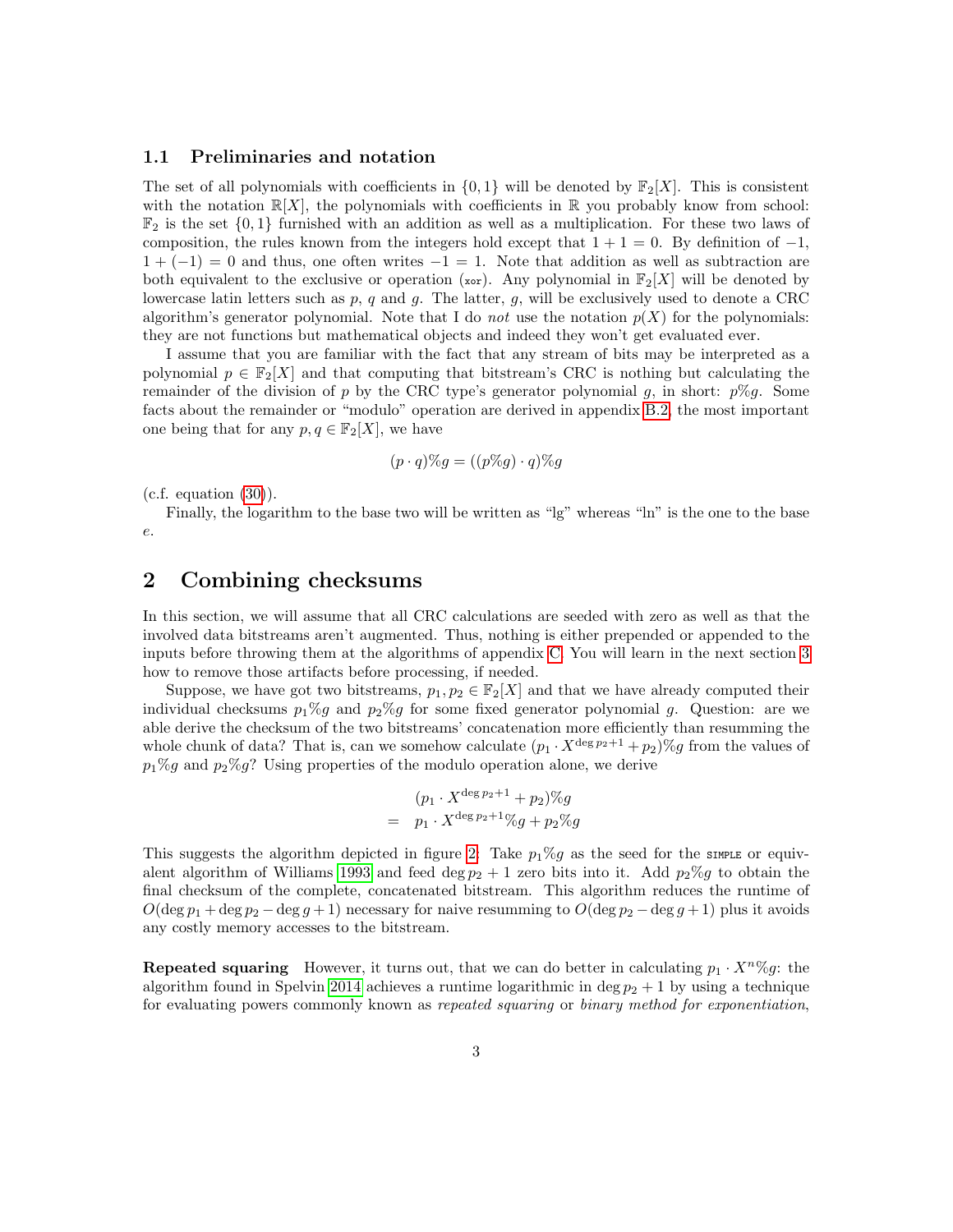### 1.1 Preliminaries and notation

The set of all polynomials with coefficients in $\{0, 1\}$ will be denoted by $\mathbb{F}_2[X]$. This is consistent with the notation $\mathbb{R}[X]$, the polynomials with coefficients in $\mathbb{R}$ you probably know from school: $\mathbb{F}_2$ is the set $\{0, 1\}$ furnished with an addition as well as a multiplication. For these two laws of composition, the rules known from the integers hold except that $1 + 1 = 0$. By definition of $-1$, $1 + (-1) = 0$ and thus, one often writes $-1 = 1$. Note that addition as well as subtraction are both equivalent to the exclusive or operation (xor). Any polynomial in $\mathbb{F}_2[X]$ will be denoted by lowercase latin letters such as $p$, $q$ and $g$. The latter, $g$, will be exclusively used to denote a CRC algorithm's generator polynomial. Note that I do *not* use the notation $p(X)$ for the polynomials: they are not functions but mathematical objects and indeed they won't get evaluated ever.

I assume that you are familiar with the fact that any stream of bits may be interpreted as a polynomial $p \in \mathbb{F}_2[X]$ and that computing that bitstream's CRC is nothing but calculating the remainder of the division of $p$ by the CRC type's generator polynomial $g$, in short: $p\%g$. Some facts about the remainder or "modulo" operation are derived in appendix B.2, the most important one being that for any $p, q \in \mathbb{F}_2[X]$, we have

$$(p \cdot q)\%g = ((p\%g) \cdot q)\%g$$

(c.f. equation (30)).

Finally, the logarithm to the base two will be written as "lg" whereas "ln" is the one to the base $e$.

## 2 Combining checksums

In this section, we will assume that all CRC calculations are seeded with zero as well as that the involved data bitstreams aren't augmented. Thus, nothing is either prepended or appended to the inputs before throwing them at the algorithms of appendix C. You will learn in the next section 3 how to remove those artifacts before processing, if needed.

Suppose, we have got two bitstreams, $p_1, p_2 \in \mathbb{F}_2[X]$ and that we have already computed their individual checksums $p_1\%g$ and $p_2\%g$ for some fixed generator polynomial $g$. Question: are we able derive the checksum of the two bitstreams' concatenation more efficiently than resumming the whole chunk of data? That is, can we somehow calculate $(p_1 \cdot X^{\deg p_2+1} + p_2)\%g$ from the values of $p_1\%g$ and $p_2\%g$? Using properties of the modulo operation alone, we derive

$$\begin{aligned} & (p_1 \cdot X^{\deg p_2+1} + p_2)\%g \\ = \quad & p_1 \cdot X^{\deg p_2+1}\%g + p_2\%g \end{aligned}$$

This suggests the algorithm depicted in figure 2: Take $p_1\%g$ as the seed for the SIMPLE or equivalent algorithm of Williams 1993 and feed $\deg p_2 + 1$ zero bits into it. Add $p_2\%g$ to obtain the final checksum of the complete, concatenated bitstream. This algorithm reduces the runtime of $O(\deg p_1 + \deg p_2 - \deg g + 1)$ necessary for naive resumming to $O(\deg p_2 - \deg g + 1)$ plus it avoids any costly memory accesses to the bitstream.

**Repeated squaring** However, it turns out, that we can do better in calculating $p_1 \cdot X^n\%g$: the algorithm found in Spelvin 2014 achieves a runtime logarithmic in $\deg p_2 + 1$ by using a technique for evaluating powers commonly known as *repeated squaring* or *binary method for exponentiation*,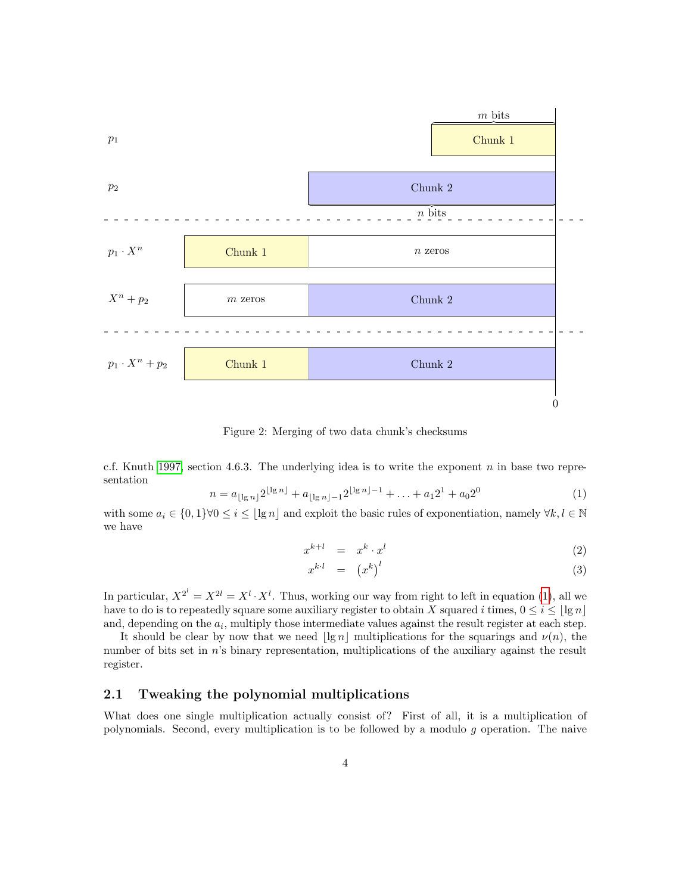Figure 2: Merging of two data chunk's checksums

c.f. Knuth [1997], section 4.6.3. The underlying idea is to write the exponent $n$ in base two representation

$$n = a_{\lfloor \lg n \rfloor} 2^{\lfloor \lg n \rfloor} + a_{\lfloor \lg n \rfloor - 1} 2^{\lfloor \lg n \rfloor - 1} + \ldots + a_1 2^1 + a_0 2^0 \tag{1}$$

with some $a_i \in \{0, 1\} \forall 0 \le i \le \lfloor \lg n \rfloor$ and exploit the basic rules of exponentiation, namely $\forall k, l \in \mathbb{N}$ we have

$$x^{k+l} = x^k \cdot x^l \tag{2}$$

$$x^{k \cdot l} = \left(x^k\right)^l \tag{3}$$

In particular, $X^{2^l} = X^{2l} = X^l \cdot X^l$. Thus, working our way from right to left in equation (1), all we have to do is to repeatedly square some auxiliary register to obtain $X$ squared $i$ times, $0 \le i \le \lfloor \lg n \rfloor$ and, depending on the $a_i$, multiply those intermediate values against the result register at each step.

It should be clear by now that we need $\lfloor \lg n \rfloor$ multiplications for the squarings and $\nu(n)$, the number of bits set in $n$'s binary representation, multiplications of the auxiliary against the result register.

## 2.1 Tweaking the polynomial multiplications

What does one single multiplication actually consist of? First of all, it is a multiplication of polynomials. Second, every multiplication is to be followed by a modulo $g$ operation. The naive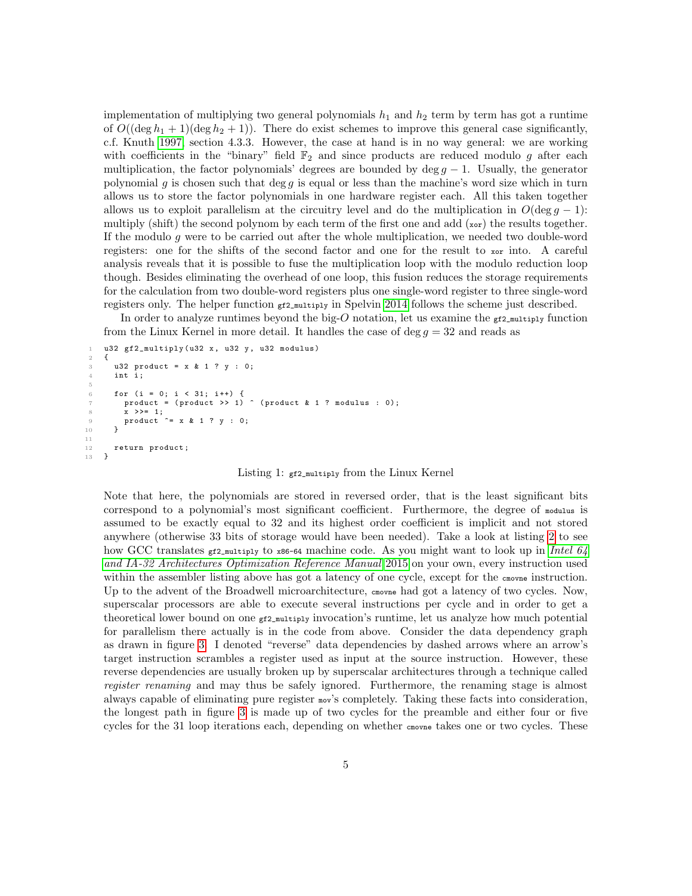implementation of multiplying two general polynomials $h_1$ and $h_2$ term by term has got a runtime of $O((\deg h_1 + 1)(\deg h_2 + 1))$. There do exist schemes to improve this general case significantly, c.f. Knuth 1997, section 4.3.3. However, the case at hand is in no way general: we are working with coefficients in the "binary" field $\mathbb{F}_2$ and since products are reduced modulo $g$ after each multiplication, the factor polynomials' degrees are bounded by $\deg g - 1$. Usually, the generator polynomial $g$ is chosen such that $\deg g$ is equal or less than the machine's word size which in turn allows us to store the factor polynomials in one hardware register each. All this taken together allows us to exploit parallelism at the circuitry level and do the multiplication in $O(\deg g - 1)$: multiply (shift) the second polynom by each term of the first one and add (`xor`) the results together. If the modulo $g$ were to be carried out after the whole multiplication, we needed two double-word registers: one for the shifts of the second factor and one for the result to `xor` into. A careful analysis reveals that it is possible to fuse the multiplication loop with the modulo reduction loop though. Besides eliminating the overhead of one loop, this fusion reduces the storage requirements for the calculation from two double-word registers plus one single-word register to three single-word registers only. The helper function `gf2_multiply` in Spelvin 2014 follows the scheme just described.

In order to analyze runtimes beyond the big-$O$ notation, let us examine the `gf2_multiply` function from the Linux Kernel in more detail. It handles the case of $\deg g = 32$ and reads as

```
u32 gf2_multiply(u32 x, u32 y, u32 modulus)
{
  u32 product = x & 1 ? y : 0;
  int i;

  for (i = 0; i < 31; i++) {
    product = (product >> 1) ^ (product & 1 ? modulus : 0);
    x >>= 1;
    product ^= x & 1 ? y : 0;
  }

  return product;
}
```

Listing 1: `gf2_multiply` from the Linux Kernel

Note that here, the polynomials are stored in reversed order, that is the least significant bits correspond to a polynomial's most significant coefficient. Furthermore, the degree of `modulus` is assumed to be exactly equal to 32 and its highest order coefficient is implicit and not stored anywhere (otherwise 33 bits of storage would have been needed). Take a look at listing 2 to see how GCC translates `gf2_multiply` to `x86-64` machine code. As you might want to look up in *Intel 64 and IA-32 Architectures Optimization Reference Manual* 2015 on your own, every instruction used within the assembler listing above has got a latency of one cycle, except for the `cmovne` instruction. Up to the advent of the Broadwell microarchitecture, `cmovne` had got a latency of two cycles. Now, superscalar processors are able to execute several instructions per cycle and in order to get a theoretical lower bound on one `gf2_multiply` invocation's runtime, let us analyze how much potential for parallelism there actually is in the code from above. Consider the data dependency graph as drawn in figure 3. I denoted "reverse" data dependencies by dashed arrows where an arrow's target instruction scrambles a register used as input at the source instruction. However, these reverse dependencies are usually broken up by superscalar architectures through a technique called *register renaming* and may thus be safely ignored. Furthermore, the renaming stage is almost always capable of eliminating pure register `mov`'s completely. Taking these facts into consideration, the longest path in figure 3 is made up of two cycles for the preamble and either four or five cycles for the 31 loop iterations each, depending on whether `cmovne` takes one or two cycles. These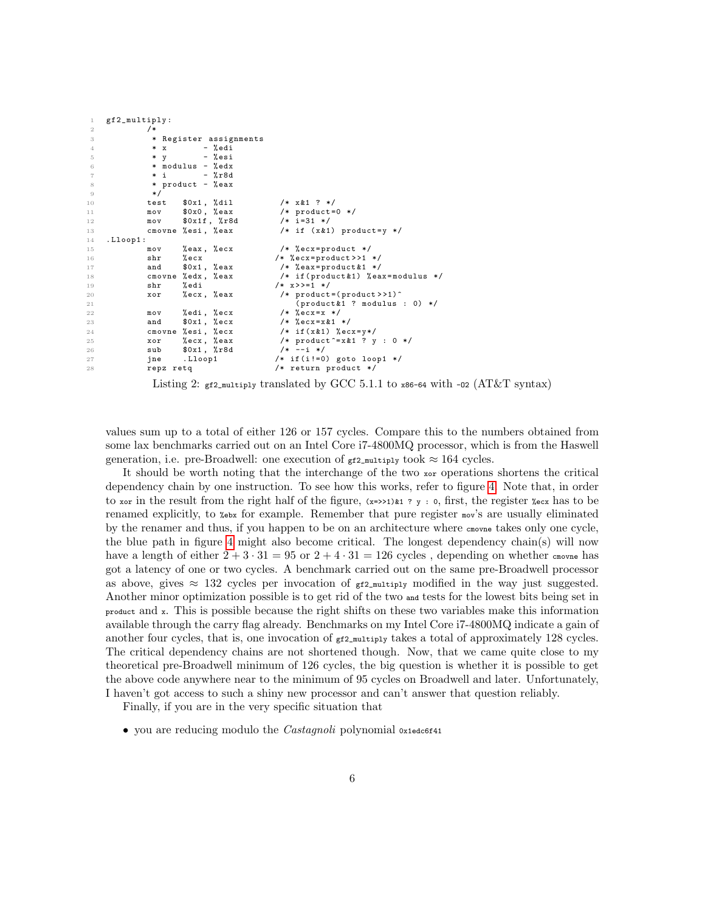```
gf2_multiply:
        /*
         * Register assignments
         * x       - %edi
         * y       - %esi
         * modulus - %edx
         * i       - %r8d
         * product - %eax
         */
        test   $0x1, %dil          /* x&1 ? */
        mov    $0x0, %eax          /* product=0 */
        mov    $0x1f, %r8d         /* i=31 */
        cmovne %esi, %eax          /* if (x&1) product=y */
.Lloop1:
        mov    %eax, %ecx          /* %ecx=product */
        shr    %ecx               /* %ecx=product>>1 */
        and    $0x1, %eax          /* %eax=product&1 */
        cmovne %edx, %eax          /* if(product&1) %eax=modulus */
        shr    %edi               /* x>>=1 */
        xor    %ecx, %eax          /* product=(product>>1)^
                                      (product&1 ? modulus : 0) */
        mov    %edi, %ecx          /* %ecx=x */
        and    $0x1, %ecx          /* %ecx=x&1 */
        cmovne %esi, %ecx          /* if(x&1) %ecx=y*/
        xor    %ecx, %eax          /* product^=x&1 ? y : 0 */
        sub    $0x1, %r8d          /* --i */
        jne    .Lloop1            /* if(i!=0) goto loop1 */
        repz retq                 /* return product */
```

Listing 2: `gf2_multiply` translated by GCC 5.1.1 to `x86-64` with `-O2` (AT&T syntax)

values sum up to a total of either 126 or 157 cycles. Compare this to the numbers obtained from some lax benchmarks carried out on an Intel Core i7-4800MQ processor, which is from the Haswell generation, i.e. pre-Broadwell: one execution of `gf2_multiply` took $\approx 164$ cycles.

It should be worth noting that the interchange of the two `xor` operations shortens the critical dependency chain by one instruction. To see how this works, refer to figure 4. Note that, in order to `xor` in the result from the right half of the figure, `(x=>>1)&1 ? y : 0`, first, the register `%ecx` has to be renamed explicitly, to `%ebx` for example. Remember that pure register `mov`'s are usually eliminated by the renamer and thus, if you happen to be on an architecture where `cmovne` takes only one cycle, the blue path in figure 4 might also become critical. The longest dependency chain(s) will now have a length of either $2 + 3 \cdot 31 = 95$ or $2 + 4 \cdot 31 = 126$ cycles , depending on whether `cmovne` has got a latency of one or two cycles. A benchmark carried out on the same pre-Broadwell processor as above, gives $\approx 132$ cycles per invocation of `gf2_multiply` modified in the way just suggested. Another minor optimization possible is to get rid of the two `and` tests for the lowest bits being set in `product` and `x`. This is possible because the right shifts on these two variables make this information available through the carry flag already. Benchmarks on my Intel Core i7-4800MQ indicate a gain of another four cycles, that is, one invocation of `gf2_multiply` takes a total of approximately 128 cycles. The critical dependency chains are not shortened though. Now, that we came quite close to my theoretical pre-Broadwell minimum of 126 cycles, the big question is whether it is possible to get the above code anywhere near to the minimum of 95 cycles on Broadwell and later. Unfortunately, I haven't got access to such a shiny new processor and can't answer that question reliably.

Finally, if you are in the very specific situation that

- you are reducing modulo the *Castagnoli* polynomial `0x1edc6f41`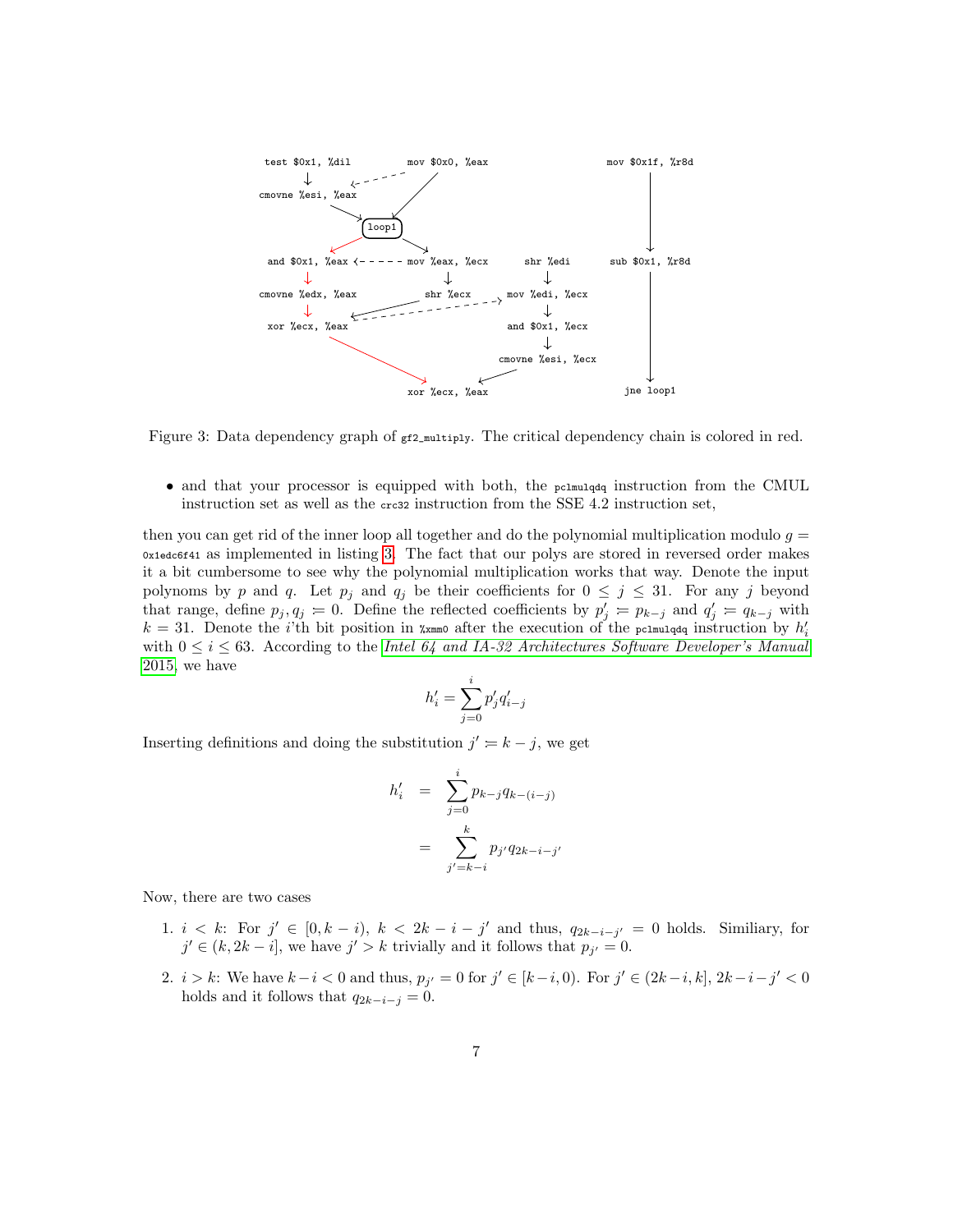Figure 3: Data dependency graph of `gf2_multiply`. The critical dependency chain is colored in red.

- and that your processor is equipped with both, the `pclmulqdq` instruction from the CMUL instruction set as well as the `crc32` instruction from the SSE 4.2 instruction set,

then you can get rid of the inner loop all together and do the polynomial multiplication modulo $g =$ `0x1edc6f41` as implemented in listing 3. The fact that our polys are stored in reversed order makes it a bit cumbersome to see why the polynomial multiplication works that way. Denote the input polynoms by $p$ and $q$. Let $p_j$ and $q_j$ be their coefficients for $0 \leq j \leq 31$. For any $j$ beyond that range, define $p_j, q_j \coloneqq 0$. Define the reflected coefficients by $p'_j \coloneqq p_{k-j}$ and $q'_j \coloneqq q_{k-j}$ with $k = 31$. Denote the $i$'th bit position in `%xmm0` after the execution of the `pclmulqdq` instruction by $h'_i$ with $0 \leq i \leq 63$. According to the *Intel 64 and IA-32 Architectures Software Developer's Manual* 2015, we have

$$h'_i = \sum_{j=0}^{i} p'_j q'_{i-j}$$

Inserting definitions and doing the substitution $j' \coloneqq k - j$, we get

$$\begin{aligned} h'_i &= \sum_{j=0}^{i} p_{k-j} q_{k-(i-j)} \\ &= \sum_{j'=k-i}^{k} p_{j'} q_{2k-i-j'} \end{aligned}$$

Now, there are two cases

1. $i < k$: For $j' \in [0, k-i)$, $k < 2k - i - j'$ and thus, $q_{2k-i-j'} = 0$ holds. Similiary, for $j' \in (k, 2k - i]$, we have $j' > k$ trivially and it follows that $p_{j'} = 0$.
2. $i > k$: We have $k - i < 0$ and thus, $p_{j'} = 0$ for $j' \in [k-i, 0)$. For $j' \in (2k-i, k]$, $2k - i - j' < 0$ holds and it follows that $q_{2k-i-j} = 0$.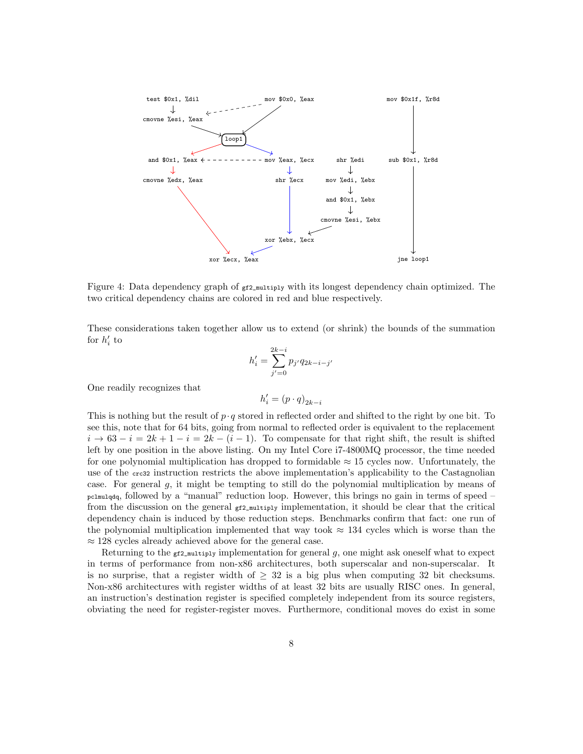```
test $0x1, %dil                mov $0x0, %eax                          mov $0x1f, %r8d
      |
cmovne %esi, %eax
                  loop1
and $0x1, %eax <- - - - - - - - mov %eax, %ecx      shr %edi          sub $0x1, %r8d
      |                            |                   |
cmovne %edx, %eax               shr %ecx            mov %edi, %ebx
                                                       |
                                                    and $0x1, %ebx
                                                       |
                                                    cmovne %esi, %ebx
                                xor %ebx, %ecx
                 xor %ecx, %eax                                         jne loop1
```

Figure 4: Data dependency graph of `gf2_multiply` with its longest dependency chain optimized. The two critical dependency chains are colored in red and blue respectively.

These considerations taken together allow us to extend (or shrink) the bounds of the summation for $h'_i$ to

$$h'_i = \sum_{j'=0}^{2k-i} p_{j'} q_{2k-i-j'}$$

One readily recognizes that

$$h'_i = (p \cdot q)_{2k-i}$$

This is nothing but the result of $p \cdot q$ stored in reflected order and shifted to the right by one bit. To see this, note that for 64 bits, going from normal to reflected order is equivalent to the replacement $i \to 63 - i = 2k + 1 - i = 2k - (i - 1)$. To compensate for that right shift, the result is shifted left by one position in the above listing. On my Intel Core i7-4800MQ processor, the time needed for one polynomial multiplication has dropped to formidable $\approx 15$ cycles now. Unfortunately, the use of the `crc32` instruction restricts the above implementation's applicability to the Castagnolian case. For general $g$, it might be tempting to still do the polynomial multiplication by means of `pclmulqdq`, followed by a "manual" reduction loop. However, this brings no gain in terms of speed – from the discussion on the general `gf2_multiply` implementation, it should be clear that the critical dependency chain is induced by those reduction steps. Benchmarks confirm that fact: one run of the polynomial multiplication implemented that way took $\approx 134$ cycles which is worse than the $\approx 128$ cycles already achieved above for the general case.

Returning to the `gf2_multiply` implementation for general $g$, one might ask oneself what to expect in terms of performance from non-x86 architectures, both superscalar and non-superscalar. It is no surprise, that a register width of $\geq 32$ is a big plus when computing 32 bit checksums. Non-x86 architectures with register widths of at least 32 bits are usually RISC ones. In general, an instruction's destination register is specified completely independent from its source registers, obviating the need for register-register moves. Furthermore, conditional moves do exist in some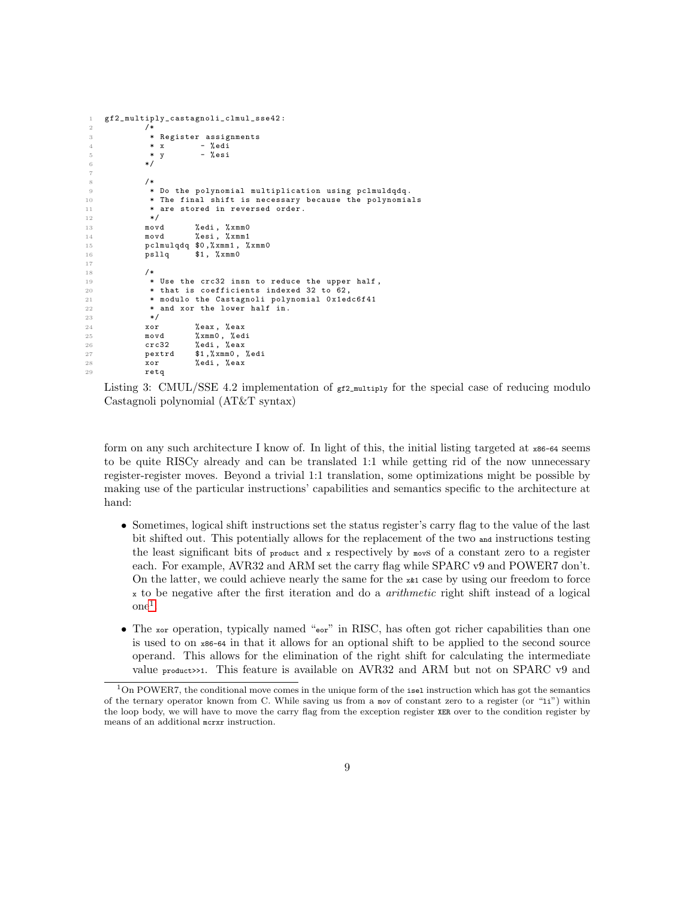```
gf2_multiply_castagnoli_clmul_sse42:
        /*
         * Register assignments
         * x       - %edi
         * y       - %esi
        */

        /*
         * Do the polynomial multiplication using pclmuldqdq.
         * The final shift is necessary because the polynomials
         * are stored in reversed order.
         */
        movd      %edi, %xmm0
        movd      %esi, %xmm1
        pclmulqdq $0,%xmm1, %xmm0
        psllq     $1, %xmm0

        /*
         * Use the crc32 insn to reduce the upper half,
         * that is coefficients indexed 32 to 62,
         * modulo the Castagnoli polynomial 0x1edc6f41
         * and xor the lower half in.
         */
        xor       %eax, %eax
        movd      %xmm0, %edi
        crc32     %edi, %eax
        pextrd    $1,%xmm0, %edi
        xor       %edi, %eax
        retq
```

Listing 3: CMUL/SSE 4.2 implementation of `gf2_multiply` for the special case of reducing modulo Castagnoli polynomial (AT&T syntax)

form on any such architecture I know of. In light of this, the initial listing targeted at `x86-64` seems to be quite RISCy already and can be translated 1:1 while getting rid of the now unnecessary register-register moves. Beyond a trivial 1:1 translation, some optimizations might be possible by making use of the particular instructions' capabilities and semantics specific to the architecture at hand:

- Sometimes, logical shift instructions set the status register's carry flag to the value of the last bit shifted out. This potentially allows for the replacement of the two `and` instructions testing the least significant bits of `product` and `x` respectively by `mov`s of a constant zero to a register each. For example, AVR32 and ARM set the carry flag while SPARC v9 and POWER7 don't. On the latter, we could achieve nearly the same for the `x&1` case by using our freedom to force `x` to be negative after the first iteration and do a *arithmetic* right shift instead of a logical one[1].

- The `xor` operation, typically named "`eor`" in RISC, has often got richer capabilities than one is used to on `x86-64` in that it allows for an optional shift to be applied to the second source operand. This allows for the elimination of the right shift for calculating the intermediate value `product>>1`. This feature is available on AVR32 and ARM but not on SPARC v9 and

[1] On POWER7, the conditional move comes in the unique form of the `isel` instruction which has got the semantics of the ternary operator known from C. While saving us from a `mov` of constant zero to a register (or "`li`") within the loop body, we will have to move the carry flag from the exception register `XER` over to the condition register by means of an additional `mcrxr` instruction.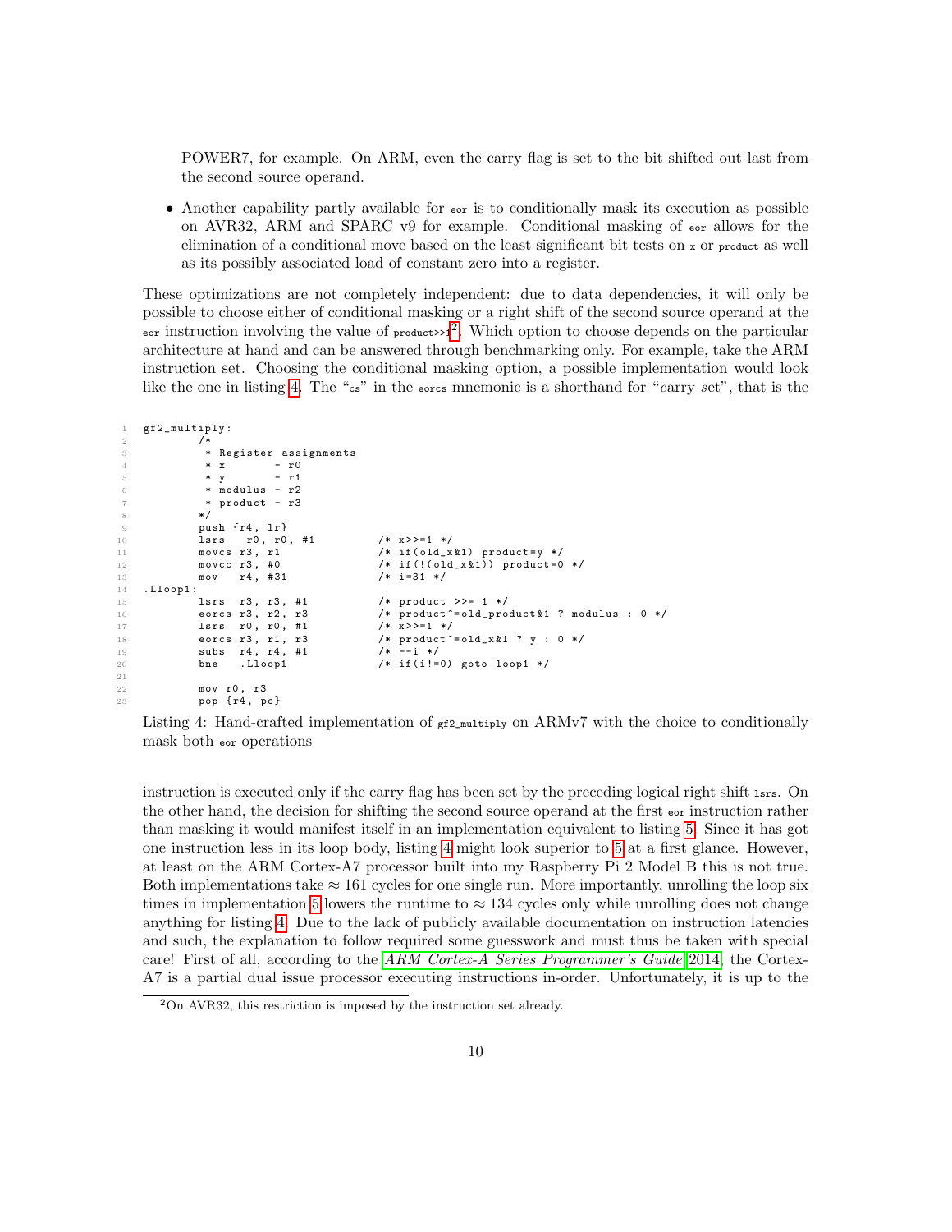POWER7, for example. On ARM, even the carry flag is set to the bit shifted out last from the second source operand.

- Another capability partly available for `eor` is to conditionally mask its execution as possible on AVR32, ARM and SPARC v9 for example. Conditional masking of `eor` allows for the elimination of a conditional move based on the least significant bit tests on `x` or `product` as well as its possibly associated load of constant zero into a register.

These optimizations are not completely independent: due to data dependencies, it will only be possible to choose either of conditional masking or a right shift of the second source operand at the `eor` instruction involving the value of `product>>1`[2]. Which option to choose depends on the particular architecture at hand and can be answered through benchmarking only. For example, take the ARM instruction set. Choosing the conditional masking option, a possible implementation would look like the one in listing 4. The "cs" in the `eorcs` mnemonic is a shorthand for "carry set", that is the

```
gf2_multiply:
        /*
         * Register assignments
         * x       - r0
         * y       - r1
         * modulus - r2
         * product - r3
        */
        push {r4, lr}
        lsrs   r0, r0, #1          /* x>>=1 */
        movcs r3, r1               /* if(old_x&1) product=y */
        movcc r3, #0               /* if(!(old_x&1)) product=0 */
        mov   r4, #31              /* i=31 */
.Lloop1:
        lsrs  r3, r3, #1           /* product >>= 1 */
        eorcs r3, r2, r3           /* product^=old_product&1 ? modulus : 0 */
        lsrs  r0, r0, #1           /* x>>=1 */
        eorcs r3, r1, r3           /* product^=old_x&1 ? y : 0 */
        subs  r4, r4, #1           /* --i */
        bne   .Lloop1              /* if(i!=0) goto loop1 */

        mov r0, r3
        pop {r4, pc}
```

Listing 4: Hand-crafted implementation of `gf2_multiply` on ARMv7 with the choice to conditionally mask both `eor` operations

instruction is executed only if the carry flag has been set by the preceding logical right shift `lsrs`. On the other hand, the decision for shifting the second source operand at the first `eor` instruction rather than masking it would manifest itself in an implementation equivalent to listing 5. Since it has got one instruction less in its loop body, listing 4 might look superior to 5 at a first glance. However, at least on the ARM Cortex-A7 processor built into my Raspberry Pi 2 Model B this is not true. Both implementations take $\approx 161$ cycles for one single run. More importantly, unrolling the loop six times in implementation 5 lowers the runtime to $\approx 134$ cycles only while unrolling does not change anything for listing 4. Due to the lack of publicly available documentation on instruction latencies and such, the explanation to follow required some guesswork and must thus be taken with special care! First of all, according to the *ARM Cortex-A Series Programmer's Guide* 2014, the Cortex-A7 is a partial dual issue processor executing instructions in-order. Unfortunately, it is up to the

[2] On AVR32, this restriction is imposed by the instruction set already.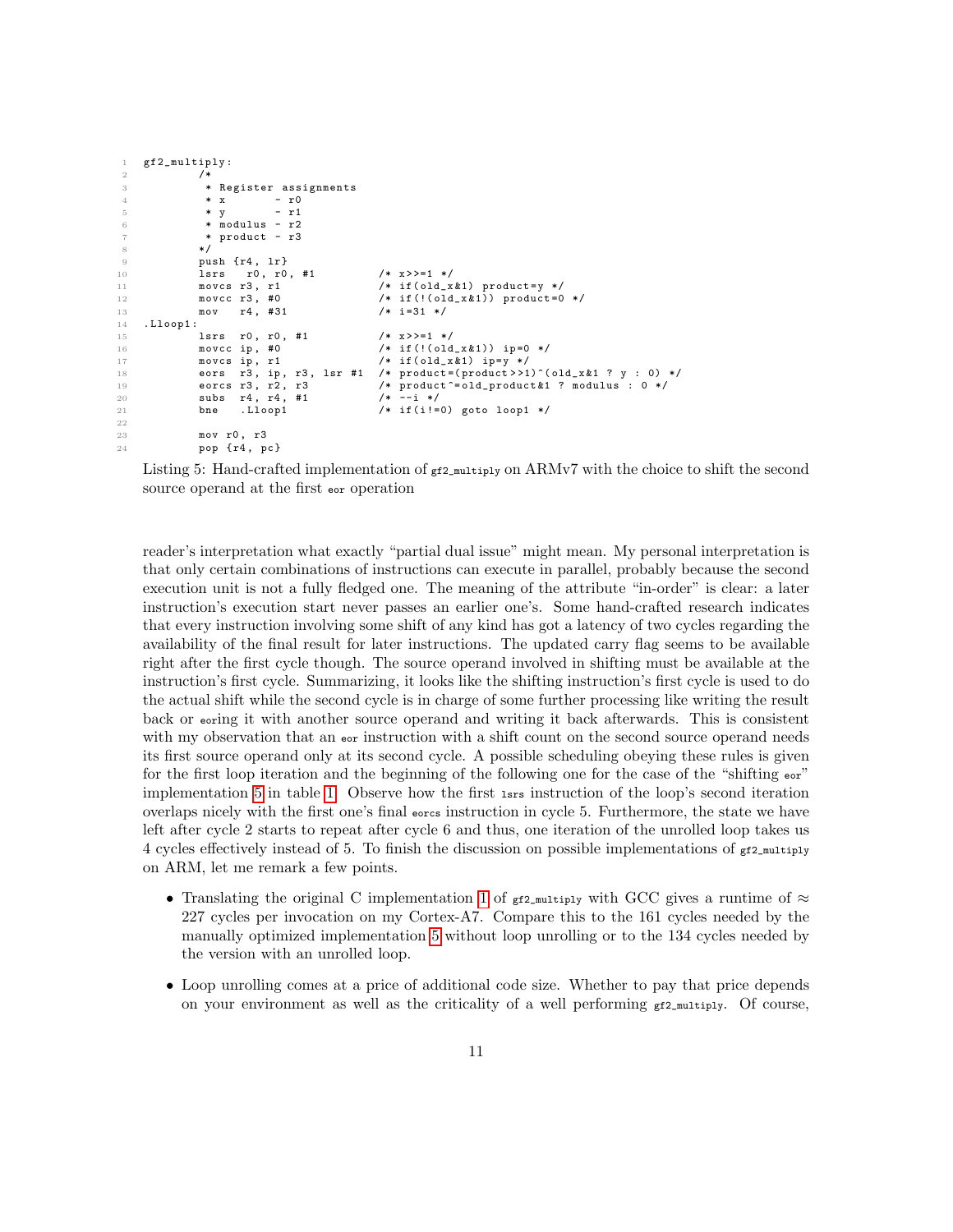```
gf2_multiply:
        /*
         * Register assignments
         * x       - r0
         * y       - r1
         * modulus - r2
         * product - r3
        */
        push {r4, lr}
        lsrs   r0, r0, #1          /* x>>=1 */
        movcs r3, r1               /* if(old_x&1) product=y */
        movcc r3, #0               /* if(!(old_x&1)) product=0 */
        mov   r4, #31              /* i=31 */
.Lloop1:
        lsrs  r0, r0, #1           /* x>>=1 */
        movcc ip, #0               /* if(!(old_x&1)) ip=0 */
        movcs ip, r1               /* if(old_x&1) ip=y */
        eors  r3, ip, r3, lsr #1   /* product=(product>>1)^(old_x&1 ? y : 0) */
        eorcs r3, r2, r3           /* product^=old_product&1 ? modulus : 0 */
        subs  r4, r4, #1           /* --i */
        bne   .Lloop1              /* if(i!=0) goto loop1 */

        mov r0, r3
        pop {r4, pc}
```

Listing 5: Hand-crafted implementation of gf2_multiply on ARMv7 with the choice to shift the second source operand at the first eor operation

reader's interpretation what exactly "partial dual issue" might mean. My personal interpretation is that only certain combinations of instructions can execute in parallel, probably because the second execution unit is not a fully fledged one. The meaning of the attribute "in-order" is clear: a later instruction's execution start never passes an earlier one's. Some hand-crafted research indicates that every instruction involving some shift of any kind has got a latency of two cycles regarding the availability of the final result for later instructions. The updated carry flag seems to be available right after the first cycle though. The source operand involved in shifting must be available at the instruction's first cycle. Summarizing, it looks like the shifting instruction's first cycle is used to do the actual shift while the second cycle is in charge of some further processing like writing the result back or eoring it with another source operand and writing it back afterwards. This is consistent with my observation that an eor instruction with a shift count on the second source operand needs its first source operand only at its second cycle. A possible scheduling obeying these rules is given for the first loop iteration and the beginning of the following one for the case of the "shifting eor" implementation 5 in table 1. Observe how the first lsrs instruction of the loop's second iteration overlaps nicely with the first one's final eorcs instruction in cycle 5. Furthermore, the state we have left after cycle 2 starts to repeat after cycle 6 and thus, one iteration of the unrolled loop takes us 4 cycles effectively instead of 5. To finish the discussion on possible implementations of gf2_multiply on ARM, let me remark a few points.

- Translating the original C implementation 1 of gf2_multiply with GCC gives a runtime of $\approx$ 227 cycles per invocation on my Cortex-A7. Compare this to the 161 cycles needed by the manually optimized implementation 5 without loop unrolling or to the 134 cycles needed by the version with an unrolled loop.
- Loop unrolling comes at a price of additional code size. Whether to pay that price depends on your environment as well as the criticality of a well performing gf2_multiply. Of course,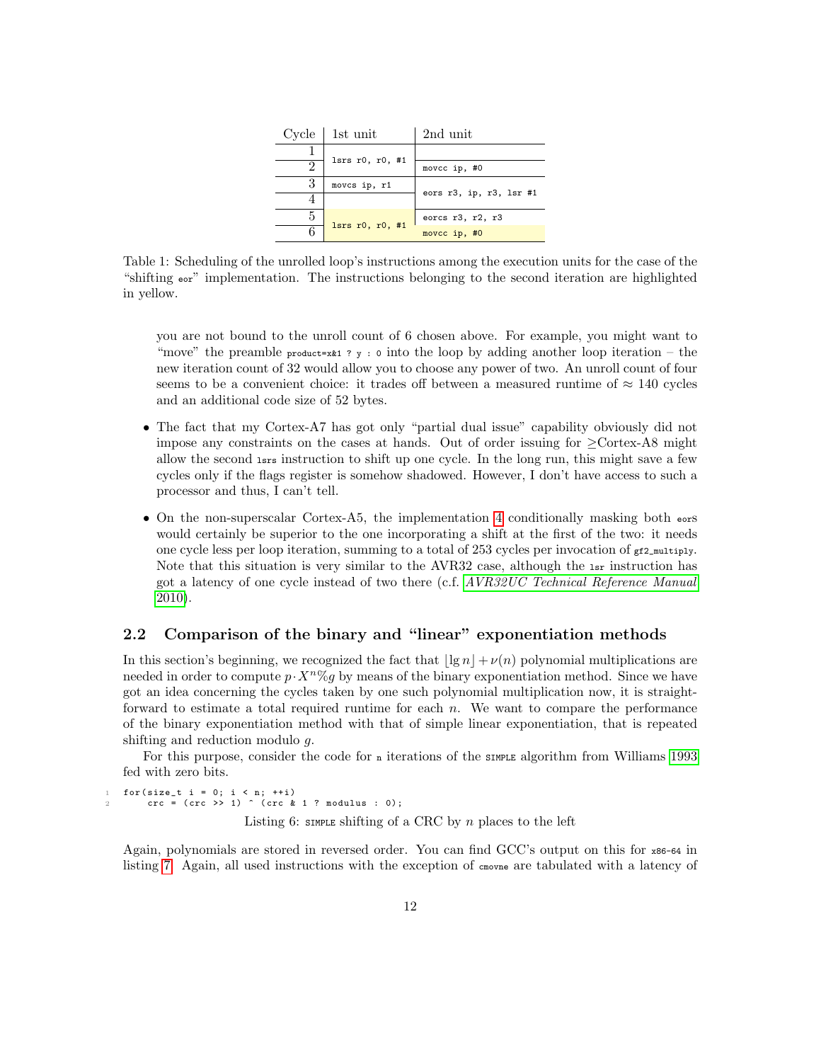| Cycle | 1st unit | 2nd unit |
|---|---|---|
| 1 | `lsrs r0, r0, #1` | |
| 2 | | `movcc ip, #0` |
| 3 | `movcs ip, r1` | `eors r3, ip, r3, lsr #1` |
| 4 | | |
| 5 | `lsrs r0, r0, #1` | `eorcs r3, r2, r3` |
| 6 | | `movcc ip, #0` |

Table 1: Scheduling of the unrolled loop's instructions among the execution units for the case of the "shifting `eor`" implementation. The instructions belonging to the second iteration are highlighted in yellow.

you are not bound to the unroll count of 6 chosen above. For example, you might want to "move" the preamble `product=x&1 ? y : 0` into the loop by adding another loop iteration – the new iteration count of 32 would allow you to choose any power of two. An unroll count of four seems to be a convenient choice: it trades off between a measured runtime of $\approx 140$ cycles and an additional code size of 52 bytes.

- The fact that my Cortex-A7 has got only "partial dual issue" capability obviously did not impose any constraints on the cases at hands. Out of order issuing for $\geq$Cortex-A8 might allow the second `lsrs` instruction to shift up one cycle. In the long run, this might save a few cycles only if the flags register is somehow shadowed. However, I don't have access to such a processor and thus, I can't tell.
- On the non-superscalar Cortex-A5, the implementation 4 conditionally masking both `eors` would certainly be superior to the one incorporating a shift at the first of the two: it needs one cycle less per loop iteration, summing to a total of 253 cycles per invocation of `gf2_multiply`. Note that this situation is very similar to the AVR32 case, although the `lsr` instruction has got a latency of one cycle instead of two there (c.f. *AVR32UC Technical Reference Manual* 2010).

## 2.2 Comparison of the binary and "linear" exponentiation methods

In this section's beginning, we recognized the fact that $\lfloor \lg n \rfloor + \nu(n)$ polynomial multiplications are needed in order to compute $p \cdot X^n \% g$ by means of the binary exponentiation method. Since we have got an idea concerning the cycles taken by one such polynomial multiplication now, it is straightforward to estimate a total required runtime for each $n$. We want to compare the performance of the binary exponentiation method with that of simple linear exponentiation, that is repeated shifting and reduction modulo $g$.

For this purpose, consider the code for `n` iterations of the SIMPLE algorithm from Williams 1993 fed with zero bits.

```
for(size_t i = 0; i < n; ++i)
    crc = (crc >> 1) ^ (crc & 1 ? modulus : 0);
```

Listing 6: SIMPLE shifting of a CRC by $n$ places to the left

Again, polynomials are stored in reversed order. You can find GCC's output on this for `x86-64` in listing 7. Again, all used instructions with the exception of `cmovne` are tabulated with a latency of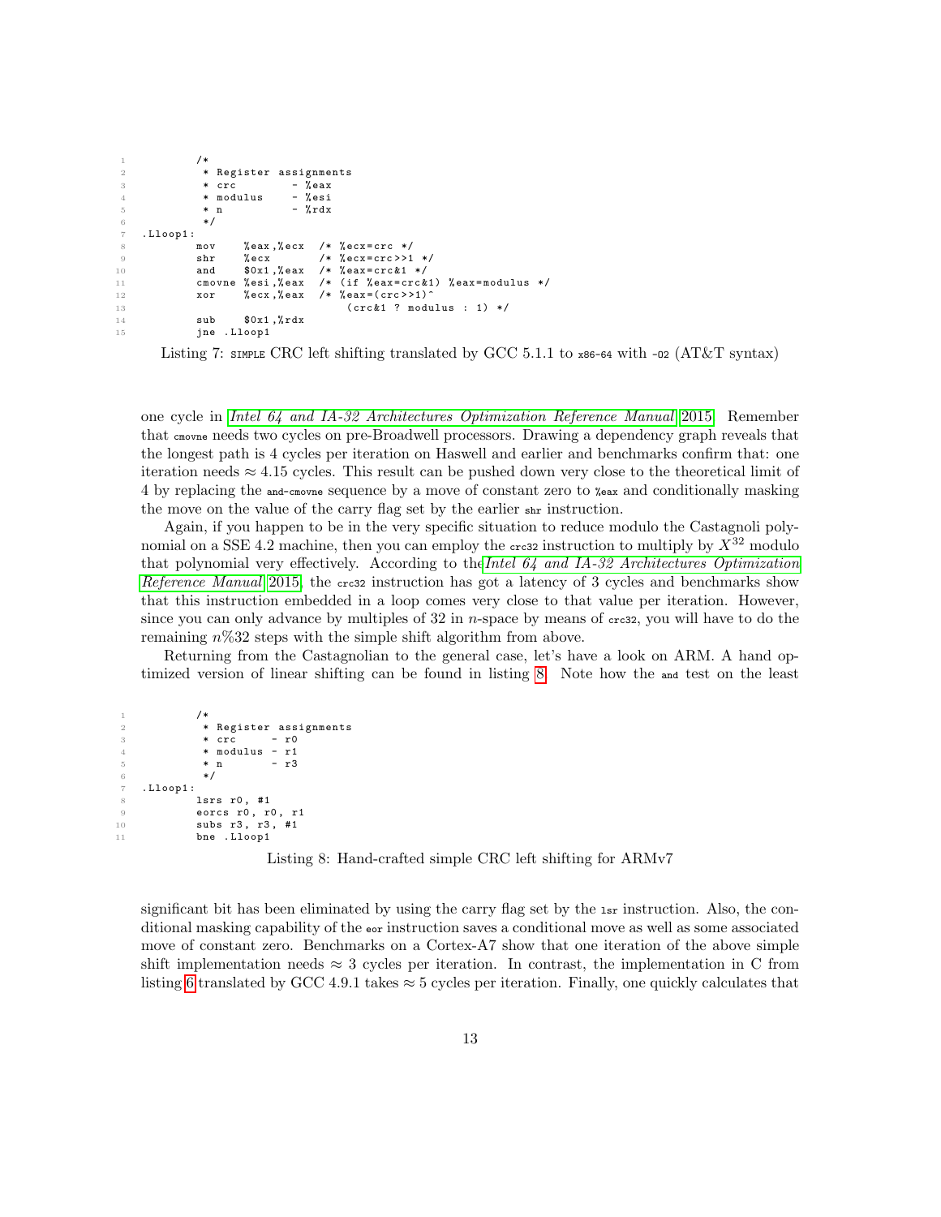```
        /*
         * Register assignments
         * crc        - %eax
         * modulus    - %esi
         * n          - %rdx
         */
.Lloop1:
        mov    %eax,%ecx  /* %ecx=crc */
        shr    %ecx       /* %ecx=crc>>1 */
        and    $0x1,%eax  /* %eax=crc&1 */
        cmovne %esi,%eax  /* (if %eax=crc&1) %eax=modulus */
        xor    %ecx,%eax  /* %eax=(crc>>1)^
                                (crc&1 ? modulus : 1) */
        sub    $0x1,%rdx
        jne .Lloop1
```

Listing 7: SIMPLE CRC left shifting translated by GCC 5.1.1 to x86-64 with -O2 (AT&T syntax)

one cycle in *Intel 64 and IA-32 Architectures Optimization Reference Manual* 2015. Remember that `cmovne` needs two cycles on pre-Broadwell processors. Drawing a dependency graph reveals that the longest path is 4 cycles per iteration on Haswell and earlier and benchmarks confirm that: one iteration needs $\approx 4.15$ cycles. This result can be pushed down very close to the theoretical limit of 4 by replacing the `and`-`cmovne` sequence by a move of constant zero to `%eax` and conditionally masking the move on the value of the carry flag set by the earlier `shr` instruction.

Again, if you happen to be in the very specific situation to reduce modulo the Castagnoli polynomial on a SSE 4.2 machine, then you can employ the `crc32` instruction to multiply by $X^{32}$ modulo that polynomial very effectively. According to the *Intel 64 and IA-32 Architectures Optimization Reference Manual* 2015, the `crc32` instruction has got a latency of 3 cycles and benchmarks show that this instruction embedded in a loop comes very close to that value per iteration. However, since you can only advance by multiples of 32 in $n$-space by means of `crc32`, you will have to do the remaining $n\%32$ steps with the simple shift algorithm from above.

Returning from the Castagnolian to the general case, let's have a look on ARM. A hand optimized version of linear shifting can be found in listing 8. Note how the `and` test on the least

```
        /*
         * Register assignments
         * crc     - r0
         * modulus - r1
         * n       - r3
         */
.Lloop1:
        lsrs r0, #1
        eorcs r0, r0, r1
        subs r3, r3, #1
        bne .Lloop1
```

Listing 8: Hand-crafted simple CRC left shifting for ARMv7

significant bit has been eliminated by using the carry flag set by the `lsr` instruction. Also, the conditional masking capability of the `eor` instruction saves a conditional move as well as some associated move of constant zero. Benchmarks on a Cortex-A7 show that one iteration of the above simple shift implementation needs $\approx 3$ cycles per iteration. In contrast, the implementation in C from listing 6 translated by GCC 4.9.1 takes $\approx 5$ cycles per iteration. Finally, one quickly calculates that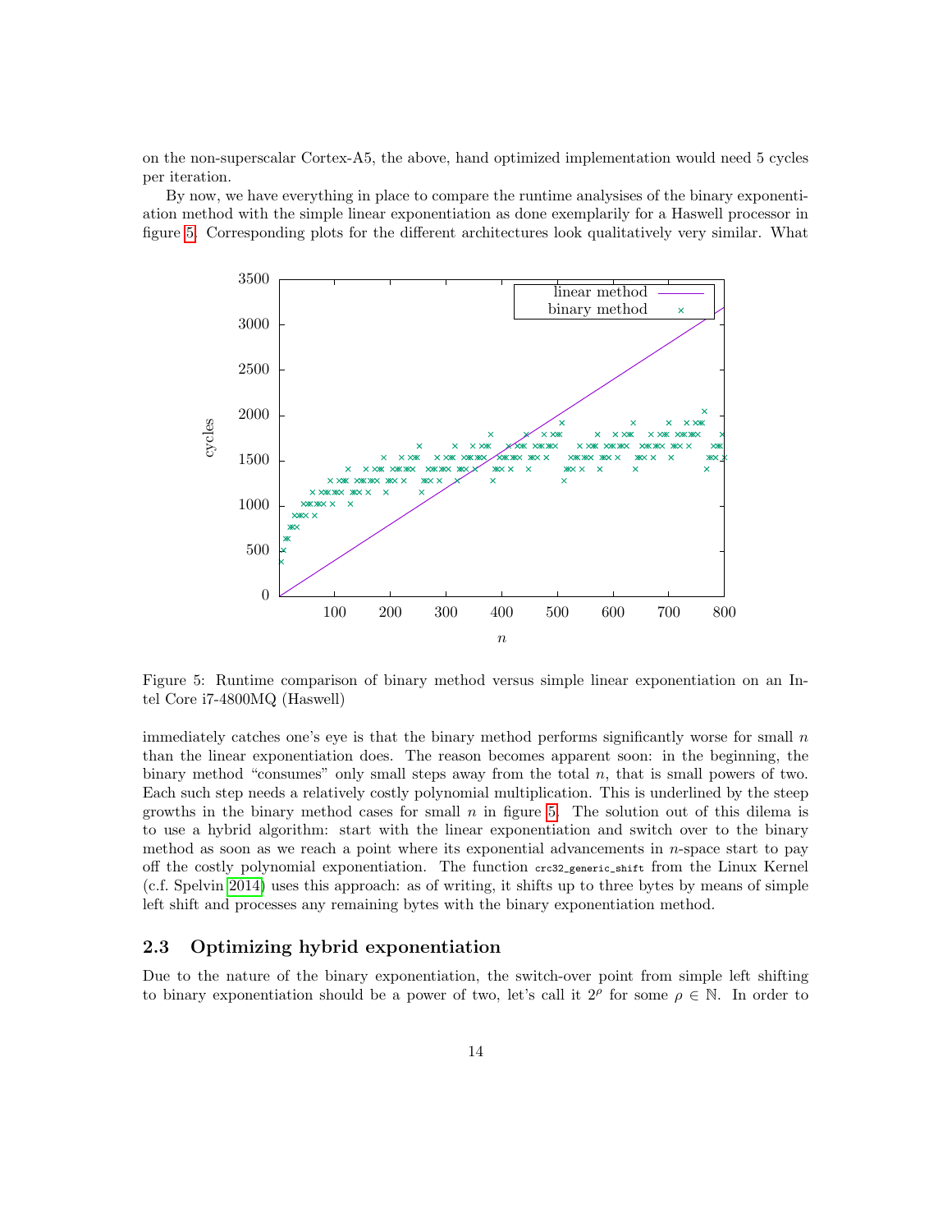on the non-superscalar Cortex-A5, the above, hand optimized implementation would need 5 cycles per iteration.

By now, we have everything in place to compare the runtime analysises of the binary exponentiation method with the simple linear exponentiation as done exemplarily for a Haswell processor in figure 5. Corresponding plots for the different architectures look qualitatively very similar. What

Figure 5: Runtime comparison of binary method versus simple linear exponentiation on an Intel Core i7-4800MQ (Haswell)

immediately catches one's eye is that the binary method performs significantly worse for small $n$ than the linear exponentiation does. The reason becomes apparent soon: in the beginning, the binary method "consumes" only small steps away from the total $n$, that is small powers of two. Each such step needs a relatively costly polynomial multiplication. This is underlined by the steep growths in the binary method cases for small $n$ in figure 5. The solution out of this dilema is to use a hybrid algorithm: start with the linear exponentiation and switch over to the binary method as soon as we reach a point where its exponential advancements in $n$-space start to pay off the costly polynomial exponentiation. The function `crc32_generic_shift` from the Linux Kernel (c.f. Spelvin 2014) uses this approach: as of writing, it shifts up to three bytes by means of simple left shift and processes any remaining bytes with the binary exponentiation method.

### 2.3 Optimizing hybrid exponentiation

Due to the nature of the binary exponentiation, the switch-over point from simple left shifting to binary exponentiation should be a power of two, let's call it $2^\rho$ for some $\rho \in \mathbb{N}$. In order to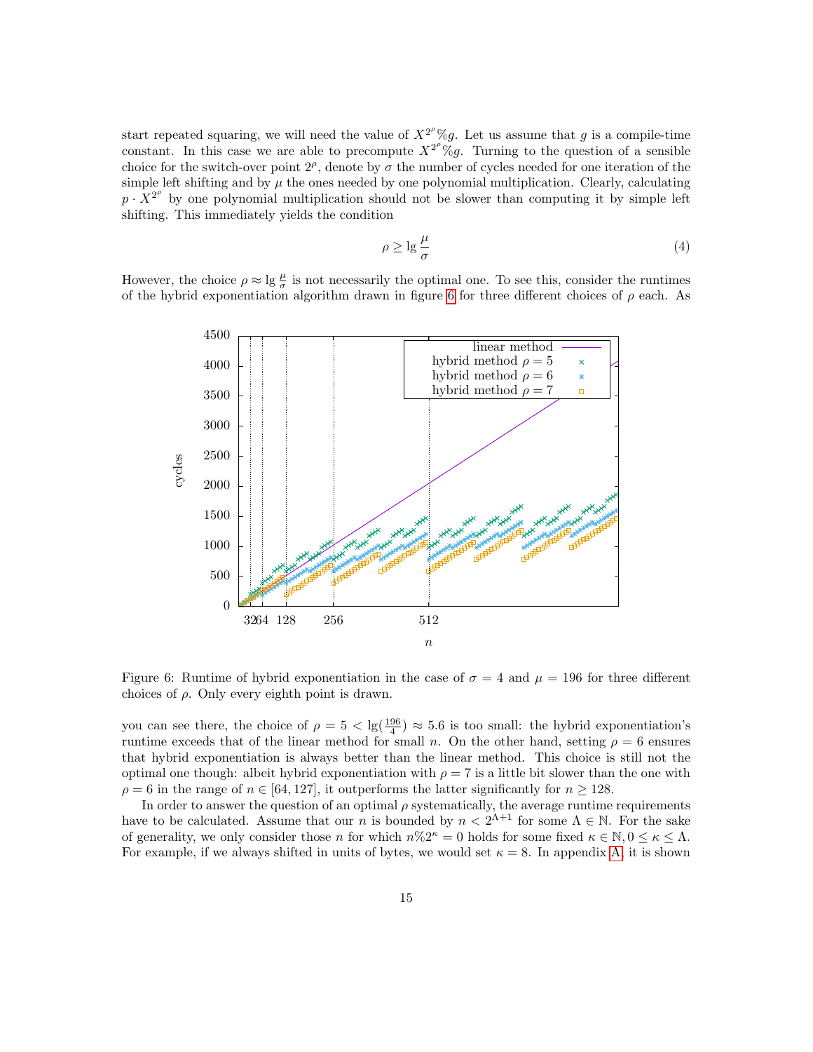start repeated squaring, we will need the value of $X^{2^\rho}\%g$. Let us assume that $g$ is a compile-time constant. In this case we are able to precompute $X^{2^\rho}\%g$. Turning to the question of a sensible choice for the switch-over point $2^\rho$, denote by $\sigma$ the number of cycles needed for one iteration of the simple left shifting and by $\mu$ the ones needed by one polynomial multiplication. Clearly, calculating $p \cdot X^{2^\rho}$ by one polynomial multiplication should not be slower than computing it by simple left shifting. This immediately yields the condition

$$\rho \geq \lg \frac{\mu}{\sigma} \tag{4}$$

However, the choice $\rho \approx \lg \frac{\mu}{\sigma}$ is not necessarily the optimal one. To see this, consider the runtimes of the hybrid exponentiation algorithm drawn in figure 6 for three different choices of $\rho$ each. As

Figure 6: Runtime of hybrid exponentiation in the case of $\sigma = 4$ and $\mu = 196$ for three different choices of $\rho$. Only every eighth point is drawn.

you can see there, the choice of $\rho = 5 < \lg(\frac{196}{4}) \approx 5.6$ is too small: the hybrid exponentiation's runtime exceeds that of the linear method for small $n$. On the other hand, setting $\rho = 6$ ensures that hybrid exponentiation is always better than the linear method. This choice is still not the optimal one though: albeit hybrid exponentiation with $\rho = 7$ is a little bit slower than the one with $\rho = 6$ in the range of $n \in [64, 127]$, it outperforms the latter significantly for $n \geq 128$.

In order to answer the question of an optimal $\rho$ systematically, the average runtime requirements have to be calculated. Assume that our $n$ is bounded by $n < 2^{\Lambda+1}$ for some $\Lambda \in \mathbb{N}$. For the sake of generality, we only consider those $n$ for which $n\%2^\kappa = 0$ holds for some fixed $\kappa \in \mathbb{N}, 0 \leq \kappa \leq \Lambda$. For example, if we always shifted in units of bytes, we would set $\kappa = 8$. In appendix A, it is shown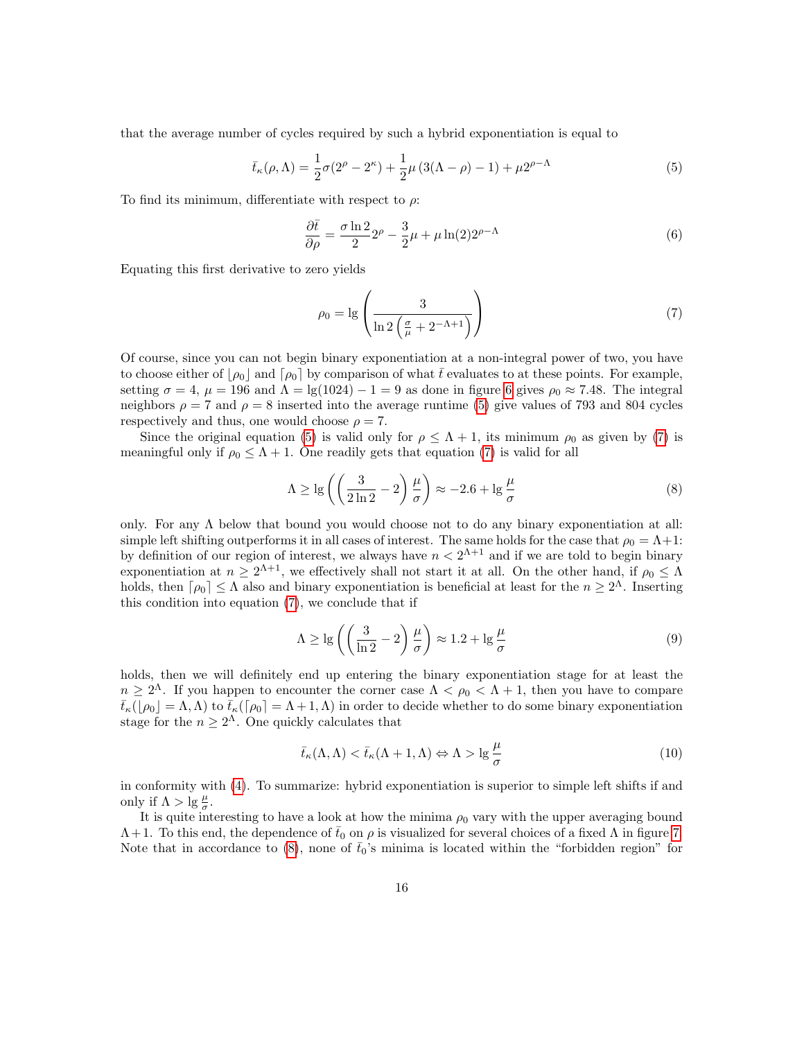that the average number of cycles required by such a hybrid exponentiation is equal to

$$\bar{t}_\kappa(\rho, \Lambda) = \frac{1}{2}\sigma(2^\rho - 2^\kappa) + \frac{1}{2}\mu\left(3(\Lambda - \rho) - 1\right) + \mu 2^{\rho - \Lambda} \tag{5}$$

To find its minimum, differentiate with respect to $\rho$:

$$\frac{\partial \bar{t}}{\partial \rho} = \frac{\sigma \ln 2}{2} 2^\rho - \frac{3}{2}\mu + \mu \ln(2) 2^{\rho - \Lambda} \tag{6}$$

Equating this first derivative to zero yields

$$\rho_0 = \lg\left(\frac{3}{\ln 2\left(\frac{\sigma}{\mu} + 2^{-\Lambda+1}\right)}\right) \tag{7}$$

Of course, since you can not begin binary exponentiation at a non-integral power of two, you have to choose either of $\lfloor \rho_0 \rfloor$ and $\lceil \rho_0 \rceil$ by comparison of what $\bar{t}$ evaluates to at these points. For example, setting $\sigma = 4$, $\mu = 196$ and $\Lambda = \lg(1024) - 1 = 9$ as done in figure 6 gives $\rho_0 \approx 7.48$. The integral neighbors $\rho = 7$ and $\rho = 8$ inserted into the average runtime (5) give values of 793 and 804 cycles respectively and thus, one would choose $\rho = 7$.

Since the original equation (5) is valid only for $\rho \le \Lambda + 1$, its minimum $\rho_0$ as given by (7) is meaningful only if $\rho_0 \le \Lambda + 1$. One readily gets that equation (7) is valid for all

$$\Lambda \ge \lg\left(\left(\frac{3}{2\ln 2} - 2\right)\frac{\mu}{\sigma}\right) \approx -2.6 + \lg\frac{\mu}{\sigma} \tag{8}$$

only. For any $\Lambda$ below that bound you would choose not to do any binary exponentiation at all: simple left shifting outperforms it in all cases of interest. The same holds for the case that $\rho_0 = \Lambda + 1$: by definition of our region of interest, we always have $n < 2^{\Lambda+1}$ and if we are told to begin binary exponentiation at $n \ge 2^{\Lambda+1}$, we effectively shall not start it at all. On the other hand, if $\rho_0 \le \Lambda$ holds, then $\lceil \rho_0 \rceil \le \Lambda$ also and binary exponentiation is beneficial at least for the $n \ge 2^\Lambda$. Inserting this condition into equation (7), we conclude that if

$$\Lambda \ge \lg\left(\left(\frac{3}{\ln 2} - 2\right)\frac{\mu}{\sigma}\right) \approx 1.2 + \lg\frac{\mu}{\sigma} \tag{9}$$

holds, then we will definitely end up entering the binary exponentiation stage for at least the $n \ge 2^\Lambda$. If you happen to encounter the corner case $\Lambda < \rho_0 < \Lambda + 1$, then you have to compare $\bar{t}_\kappa(\lfloor \rho_0 \rfloor = \Lambda, \Lambda)$ to $\bar{t}_\kappa(\lceil \rho_0 \rceil = \Lambda + 1, \Lambda)$ in order to decide whether to do some binary exponentiation stage for the $n \ge 2^\Lambda$. One quickly calculates that

$$\bar{t}_\kappa(\Lambda, \Lambda) < \bar{t}_\kappa(\Lambda + 1, \Lambda) \Leftrightarrow \Lambda > \lg\frac{\mu}{\sigma} \tag{10}$$

in conformity with (4). To summarize: hybrid exponentiation is superior to simple left shifts if and only if $\Lambda > \lg\frac{\mu}{\sigma}$.

It is quite interesting to have a look at how the minima $\rho_0$ vary with the upper averaging bound $\Lambda + 1$. To this end, the dependence of $\bar{t}_0$ on $\rho$ is visualized for several choices of a fixed $\Lambda$ in figure 7. Note that in accordance to (8), none of $\bar{t}_0$'s minima is located within the "forbidden region" for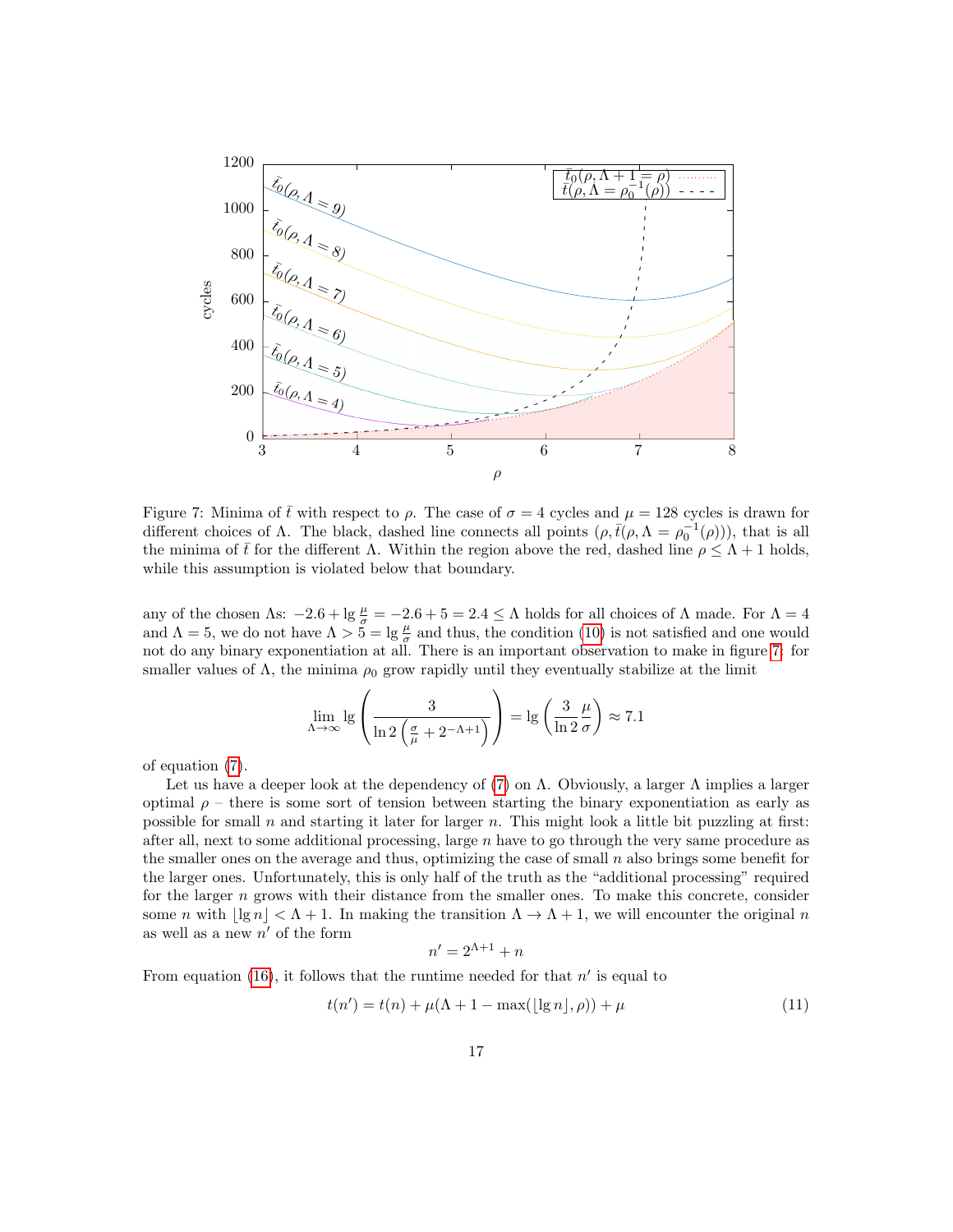Figure 7: Minima of $\bar{t}$ with respect to $\rho$. The case of $\sigma = 4$ cycles and $\mu = 128$ cycles is drawn for different choices of $\Lambda$. The black, dashed line connects all points $(\rho, \bar{t}(\rho, \Lambda = \rho_0^{-1}(\rho)))$, that is all the minima of $\bar{t}$ for the different $\Lambda$. Within the region above the red, dashed line $\rho \leq \Lambda + 1$ holds, while this assumption is violated below that boundary.

any of the chosen $\Lambda$s: $-2.6 + \lg \frac{\mu}{\sigma} = -2.6 + 5 = 2.4 \leq \Lambda$ holds for all choices of $\Lambda$ made. For $\Lambda = 4$ and $\Lambda = 5$, we do not have $\Lambda > 5 = \lg \frac{\mu}{\sigma}$ and thus, the condition (10) is not satisfied and one would not do any binary exponentiation at all. There is an important observation to make in figure 7: for smaller values of $\Lambda$, the minima $\rho_0$ grow rapidly until they eventually stabilize at the limit

$$\lim_{\Lambda \to \infty} \lg \left( \frac{3}{\ln 2 \left( \frac{\sigma}{\mu} + 2^{-\Lambda+1} \right)} \right) = \lg \left( \frac{3}{\ln 2} \frac{\mu}{\sigma} \right) \approx 7.1$$

of equation (7).

Let us have a deeper look at the dependency of (7) on $\Lambda$. Obviously, a larger $\Lambda$ implies a larger optimal $\rho$ – there is some sort of tension between starting the binary exponentiation as early as possible for small $n$ and starting it later for larger $n$. This might look a little bit puzzling at first: after all, next to some additional processing, large $n$ have to go through the very same procedure as the smaller ones on the average and thus, optimizing the case of small $n$ also brings some benefit for the larger ones. Unfortunately, this is only half of the truth as the "additional processing" required for the larger $n$ grows with their distance from the smaller ones. To make this concrete, consider some $n$ with $\lfloor \lg n \rfloor < \Lambda + 1$. In making the transition $\Lambda \to \Lambda + 1$, we will encounter the original $n$ as well as a new $n'$ of the form

$$n' = 2^{\Lambda+1} + n$$

From equation (16), it follows that the runtime needed for that $n'$ is equal to

$$t(n') = t(n) + \mu(\Lambda + 1 - \max(\lfloor \lg n \rfloor, \rho)) + \mu \tag{11}$$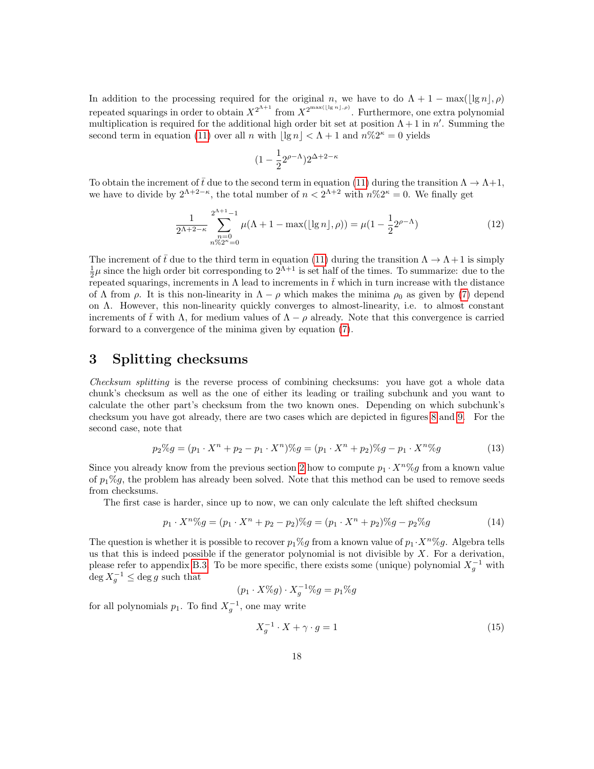In addition to the processing required for the original $n$, we have to do $\Lambda + 1 - \max(\lfloor \lg n \rfloor, \rho)$ repeated squarings in order to obtain $X^{2^{\Lambda+1}}$ from $X^{2^{\max(\lfloor \lg n \rfloor, \rho)}}$. Furthermore, one extra polynomial multiplication is required for the additional high order bit set at position $\Lambda + 1$ in $n'$. Summing the second term in equation (11) over all $n$ with $\lfloor \lg n \rfloor < \Lambda + 1$ and $n\%2^\kappa = 0$ yields

$$(1 - \frac{1}{2}2^{\rho-\Lambda})2^{\Delta+2-\kappa}$$

To obtain the increment of $\bar{t}$ due to the second term in equation (11) during the transition $\Lambda \to \Lambda+1$, we have to divide by $2^{\Lambda+2-\kappa}$, the total number of $n < 2^{\Lambda+2}$ with $n\%2^\kappa = 0$. We finally get

$$\frac{1}{2^{\Lambda+2-\kappa}} \sum_{\substack{n=0 \\ n\%2^\kappa=0}}^{2^{\Lambda+1}-1} \mu(\Lambda + 1 - \max(\lfloor \lg n \rfloor, \rho)) = \mu(1 - \frac{1}{2}2^{\rho-\Lambda}) \tag{12}$$

The increment of $\bar{t}$ due to the third term in equation (11) during the transition $\Lambda \to \Lambda+1$ is simply $\frac{1}{2}\mu$ since the high order bit corresponding to $2^{\Lambda+1}$ is set half of the times. To summarize: due to the repeated squarings, increments in $\Lambda$ lead to increments in $\bar{t}$ which in turn increase with the distance of $\Lambda$ from $\rho$. It is this non-linearity in $\Lambda - \rho$ which makes the minima $\rho_0$ as given by (7) depend on $\Lambda$. However, this non-linearity quickly converges to almost-linearity, i.e. to almost constant increments of $\bar{t}$ with $\Lambda$, for medium values of $\Lambda - \rho$ already. Note that this convergence is carried forward to a convergence of the minima given by equation (7).

# 3 Splitting checksums

*Checksum splitting* is the reverse process of combining checksums: you have got a whole data chunk's checksum as well as the one of either its leading or trailing subchunk and you want to calculate the other part's checksum from the two known ones. Depending on which subchunk's checksum you have got already, there are two cases which are depicted in figures 8 and 9. For the second case, note that

$$p_2\%g = (p_1 \cdot X^n + p_2 - p_1 \cdot X^n)\%g = (p_1 \cdot X^n + p_2)\%g - p_1 \cdot X^n\%g \tag{13}$$

Since you already know from the previous section 2 how to compute $p_1 \cdot X^n\%g$ from a known value of $p_1\%g$, the problem has already been solved. Note that this method can be used to remove seeds from checksums.

The first case is harder, since up to now, we can only calculate the left shifted checksum

$$p_1 \cdot X^n\%g = (p_1 \cdot X^n + p_2 - p_2)\%g = (p_1 \cdot X^n + p_2)\%g - p_2\%g \tag{14}$$

The question is whether it is possible to recover $p_1\%g$ from a known value of $p_1 \cdot X^n\%g$. Algebra tells us that this is indeed possible if the generator polynomial is not divisible by $X$. For a derivation, please refer to appendix B.3. To be more specific, there exists some (unique) polynomial $X_g^{-1}$ with $\deg X_g^{-1} \leq \deg g$ such that

$$(p_1 \cdot X\%g) \cdot X_g^{-1}\%g = p_1\%g$$

for all polynomials $p_1$. To find $X_g^{-1}$, one may write

$$X_g^{-1} \cdot X + \gamma \cdot g = 1 \tag{15}$$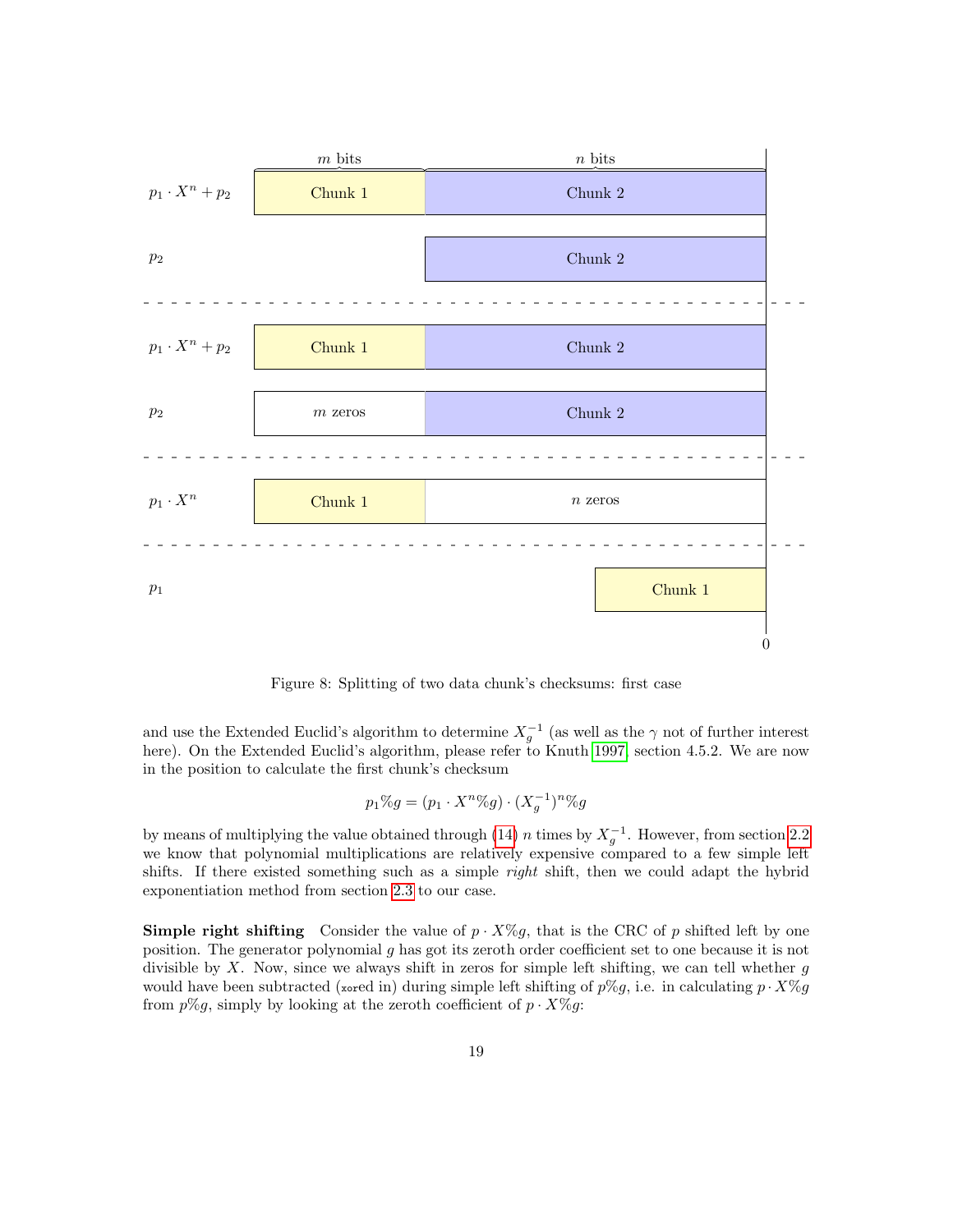Figure 8: Splitting of two data chunk's checksums: first case

and use the Extended Euclid's algorithm to determine $X_g^{-1}$ (as well as the $\gamma$ not of further interest here). On the Extended Euclid's algorithm, please refer to Knuth 1997, section 4.5.2. We are now in the position to calculate the first chunk's checksum

$$p_1 \% g = (p_1 \cdot X^n \% g) \cdot (X_g^{-1})^n \% g$$

by means of multiplying the value obtained through (14) $n$ times by $X_g^{-1}$. However, from section 2.2 we know that polynomial multiplications are relatively expensive compared to a few simple left shifts. If there existed something such as a simple *right* shift, then we could adapt the hybrid exponentiation method from section 2.3 to our case.

**Simple right shifting** Consider the value of $p \cdot X \% g$, that is the CRC of $p$ shifted left by one position. The generator polynomial $g$ has got its zeroth order coefficient set to one because it is not divisible by $X$. Now, since we always shift in zeros for simple left shifting, we can tell whether $g$ would have been subtracted (`xor`ed in) during simple left shifting of $p \% g$, i.e. in calculating $p \cdot X \% g$ from $p \% g$, simply by looking at the zeroth coefficient of $p \cdot X \% g$: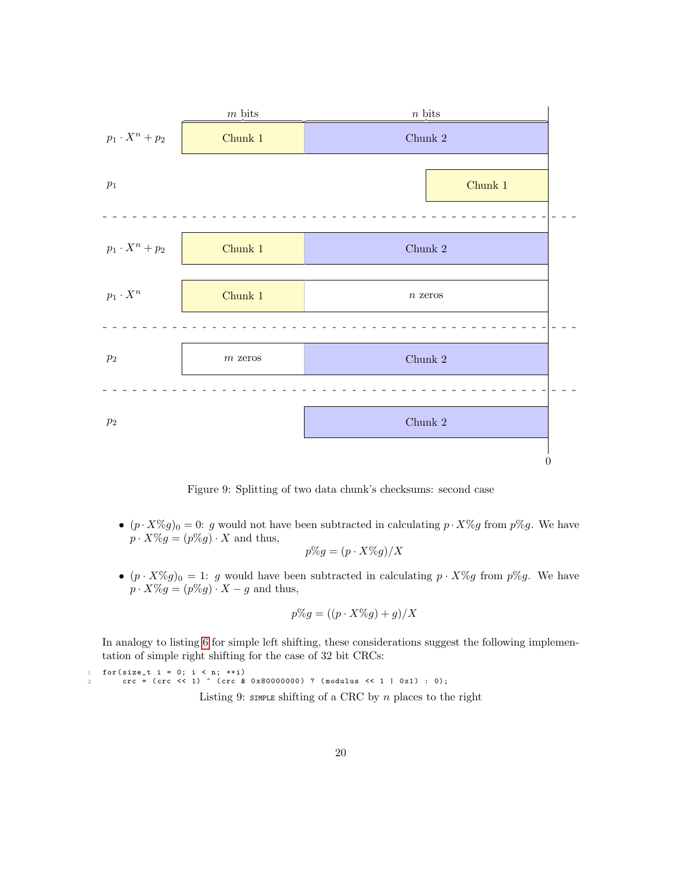Figure 9: Splitting of two data chunk's checksums: second case

- $(p \cdot X\%g)_0 = 0$: $g$ would not have been subtracted in calculating $p \cdot X\%g$ from $p\%g$. We have $p \cdot X\%g = (p\%g) \cdot X$ and thus,

$$p\%g = (p \cdot X\%g)/X$$

- $(p \cdot X\%g)_0 = 1$: $g$ would have been subtracted in calculating $p \cdot X\%g$ from $p\%g$. We have $p \cdot X\%g = (p\%g) \cdot X - g$ and thus,

$$p\%g = ((p \cdot X\%g) + g)/X$$

In analogy to listing 6 for simple left shifting, these considerations suggest the following implementation of simple right shifting for the case of 32 bit CRCs:

```
for(size_t i = 0; i < n; ++i)
    crc = (crc << 1) ^ (crc & 0x80000000) ? (modulus << 1 | 0x1) : 0);
```

Listing 9: SIMPLE shifting of a CRC by $n$ places to the right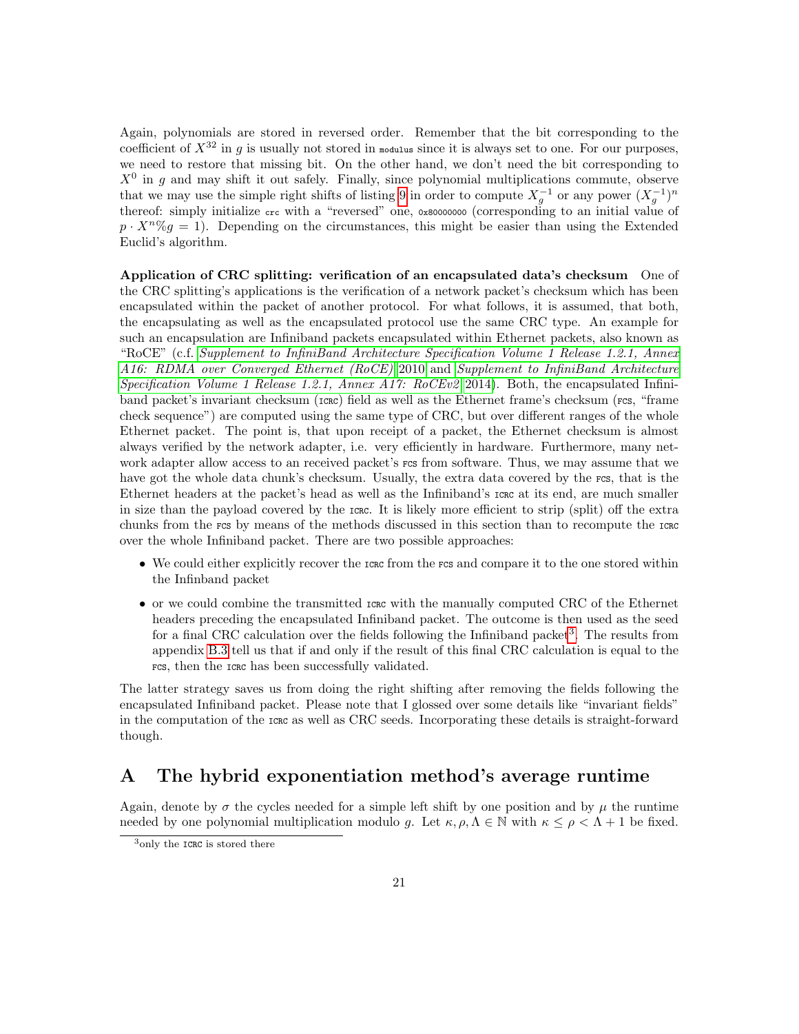Again, polynomials are stored in reversed order. Remember that the bit corresponding to the coefficient of $X^{32}$ in $g$ is usually not stored in `modulus` since it is always set to one. For our purposes, we need to restore that missing bit. On the other hand, we don't need the bit corresponding to $X^0$ in $g$ and may shift it out safely. Finally, since polynomial multiplications commute, observe that we may use the simple right shifts of listing 9 in order to compute $X_g^{-1}$ or any power $(X_g^{-1})^n$ thereof: simply initialize `crc` with a "reversed" one, `0x80000000` (corresponding to an initial value of $p \cdot X^n \% g = 1$). Depending on the circumstances, this might be easier than using the Extended Euclid's algorithm.

**Application of CRC splitting: verification of an encapsulated data's checksum** One of the CRC splitting's applications is the verification of a network packet's checksum which has been encapsulated within the packet of another protocol. For what follows, it is assumed, that both, the encapsulating as well as the encapsulated protocol use the same CRC type. An example for such an encapsulation are Infiniband packets encapsulated within Ethernet packets, also known as "RoCE" (c.f. *Supplement to InfiniBand Architecture Specification Volume 1 Release 1.2.1, Annex A16: RDMA over Converged Ethernet (RoCE)* 2010 and *Supplement to InfiniBand Architecture Specification Volume 1 Release 1.2.1, Annex A17: RoCEv2* 2014). Both, the encapsulated Infiniband packet's invariant checksum (`ICRC`) field as well as the Ethernet frame's checksum (`FCS`, "frame check sequence") are computed using the same type of CRC, but over different ranges of the whole Ethernet packet. The point is, that upon receipt of a packet, the Ethernet checksum is almost always verified by the network adapter, i.e. very efficiently in hardware. Furthermore, many network adapter allow access to an received packet's `FCS` from software. Thus, we may assume that we have got the whole data chunk's checksum. Usually, the extra data covered by the `FCS`, that is the Ethernet headers at the packet's head as well as the Infiniband's `ICRC` at its end, are much smaller in size than the payload covered by the `ICRC`. It is likely more efficient to strip (split) off the extra chunks from the `FCS` by means of the methods discussed in this section than to recompute the `ICRC` over the whole Infiniband packet. There are two possible approaches:

- We could either explicitly recover the `ICRC` from the `FCS` and compare it to the one stored within the Infinband packet
- or we could combine the transmitted `ICRC` with the manually computed CRC of the Ethernet headers preceding the encapsulated Infiniband packet. The outcome is then used as the seed for a final CRC calculation over the fields following the Infiniband packet[3]. The results from appendix B.3 tell us that if and only if the result of this final CRC calculation is equal to the `FCS`, then the `ICRC` has been successfully validated.

The latter strategy saves us from doing the right shifting after removing the fields following the encapsulated Infiniband packet. Please note that I glossed over some details like "invariant fields" in the computation of the `ICRC` as well as CRC seeds. Incorporating these details is straight-forward though.

# A The hybrid exponentiation method's average runtime

Again, denote by $\sigma$ the cycles needed for a simple left shift by one position and by $\mu$ the runtime needed by one polynomial multiplication modulo $g$. Let $\kappa, \rho, \Lambda \in \mathbb{N}$ with $\kappa \leq \rho < \Lambda + 1$ be fixed.

[3] only the `ICRC` is stored there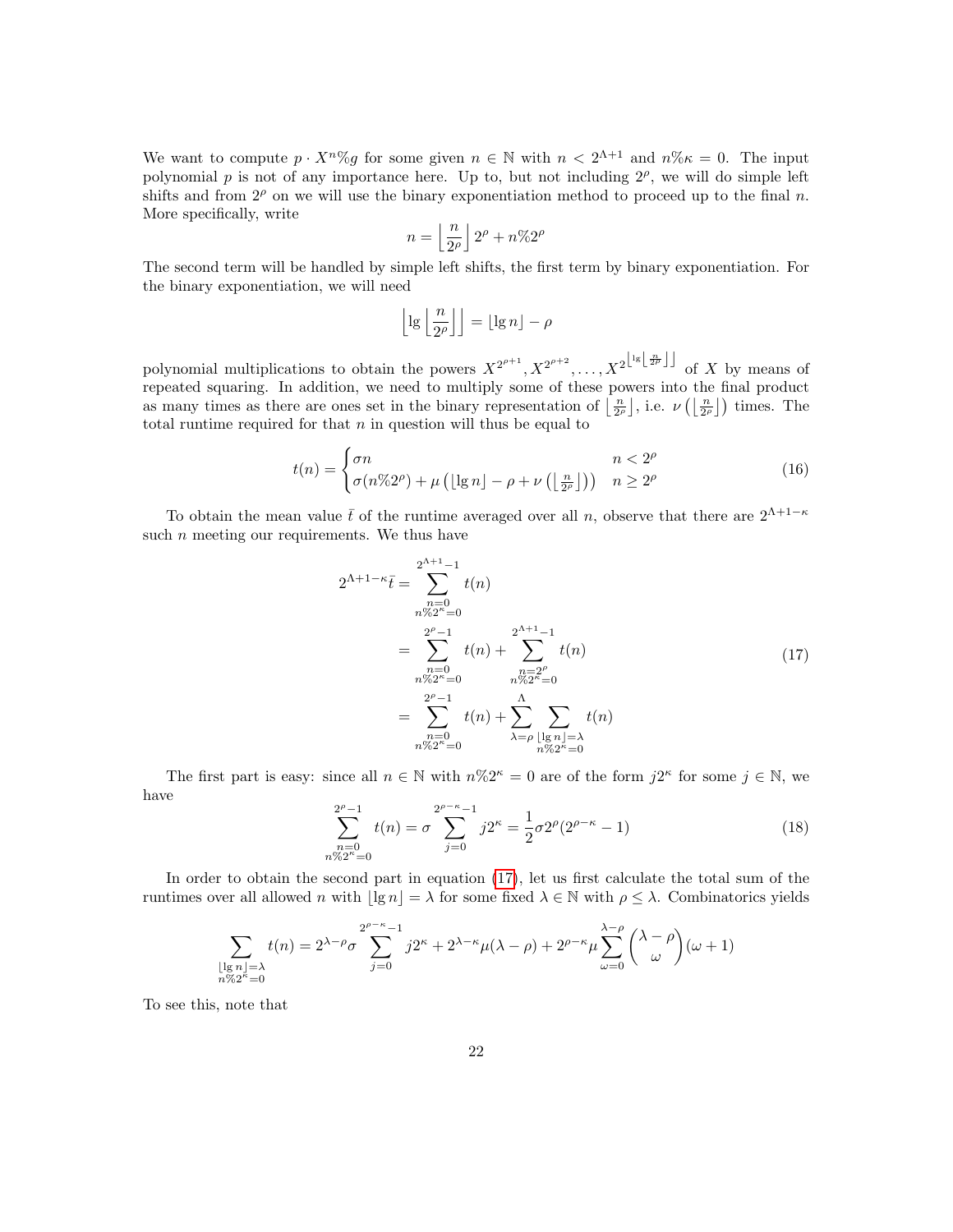We want to compute $p \cdot X^n \% g$ for some given $n \in \mathbb{N}$ with $n < 2^{\Lambda+1}$ and $n\%\kappa = 0$. The input polynomial $p$ is not of any importance here. Up to, but not including $2^\rho$, we will do simple left shifts and from $2^\rho$ on we will use the binary exponentiation method to proceed up to the final $n$. More specifically, write

$$n = \left\lfloor \frac{n}{2^\rho} \right\rfloor 2^\rho + n\%2^\rho$$

The second term will be handled by simple left shifts, the first term by binary exponentiation. For the binary exponentiation, we will need

$$\left\lfloor \lg \left\lfloor \frac{n}{2^\rho} \right\rfloor \right\rfloor = \lfloor \lg n \rfloor - \rho$$

polynomial multiplications to obtain the powers $X^{2^{\rho+1}}, X^{2^{\rho+2}}, \ldots, X^{2^{\left\lfloor \lg \left\lfloor \frac{n}{2^\rho} \right\rfloor \right\rfloor}}$ of $X$ by means of repeated squaring. In addition, we need to multiply some of these powers into the final product as many times as there are ones set in the binary representation of $\left\lfloor \frac{n}{2^\rho} \right\rfloor$, i.e. $\nu\left(\left\lfloor \frac{n}{2^\rho} \right\rfloor\right)$ times. The total runtime required for that $n$ in question will thus be equal to

$$t(n) = \begin{cases} \sigma n & n < 2^\rho \\ \sigma(n\%2^\rho) + \mu\left(\lfloor \lg n \rfloor - \rho + \nu\left(\left\lfloor \frac{n}{2^\rho} \right\rfloor\right)\right) & n \geq 2^\rho \end{cases} \tag{16}$$

To obtain the mean value $\bar{t}$ of the runtime averaged over all $n$, observe that there are $2^{\Lambda+1-\kappa}$ such $n$ meeting our requirements. We thus have

$$\begin{aligned} 2^{\Lambda+1-\kappa}\bar{t} &= \sum_{\substack{n=0 \\ n\%2^\kappa=0}}^{2^{\Lambda+1}-1} t(n) \\ &= \sum_{\substack{n=0 \\ n\%2^\kappa=0}}^{2^\rho-1} t(n) + \sum_{\substack{n=2^\rho \\ n\%2^\kappa=0}}^{2^{\Lambda+1}-1} t(n) \\ &= \sum_{\substack{n=0 \\ n\%2^\kappa=0}}^{2^\rho-1} t(n) + \sum_{\lambda=\rho}^{\Lambda} \sum_{\substack{\lfloor \lg n \rfloor = \lambda \\ n\%2^\kappa=0}} t(n) \end{aligned} \tag{17}$$

The first part is easy: since all $n \in \mathbb{N}$ with $n\%2^\kappa = 0$ are of the form $j2^\kappa$ for some $j \in \mathbb{N}$, we have

$$\sum_{\substack{n=0 \\ n\%2^\kappa=0}}^{2^\rho-1} t(n) = \sigma \sum_{j=0}^{2^{\rho-\kappa}-1} j2^\kappa = \frac{1}{2}\sigma 2^\rho(2^{\rho-\kappa} - 1) \tag{18}$$

In order to obtain the second part in equation (17), let us first calculate the total sum of the runtimes over all allowed $n$ with $\lfloor \lg n \rfloor = \lambda$ for some fixed $\lambda \in \mathbb{N}$ with $\rho \leq \lambda$. Combinatorics yields

$$\sum_{\substack{\lfloor \lg n \rfloor = \lambda \\ n\%2^\kappa=0}} t(n) = 2^{\lambda-\rho}\sigma \sum_{j=0}^{2^{\rho-\kappa}-1} j2^\kappa + 2^{\lambda-\kappa}\mu(\lambda - \rho) + 2^{\rho-\kappa}\mu \sum_{\omega=0}^{\lambda-\rho} \binom{\lambda-\rho}{\omega}(\omega + 1)$$

To see this, note that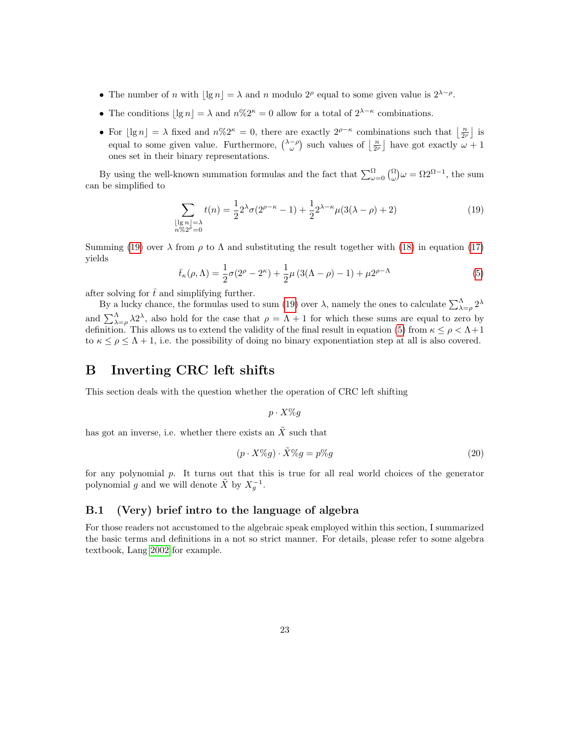- The number of $n$ with $\lfloor \lg n \rfloor = \lambda$ and $n$ modulo $2^\rho$ equal to some given value is $2^{\lambda-\rho}$.
- The conditions $\lfloor \lg n \rfloor = \lambda$ and $n \% 2^\kappa = 0$ allow for a total of $2^{\lambda-\kappa}$ combinations.
- For $\lfloor \lg n \rfloor = \lambda$ fixed and $n \% 2^\kappa = 0$, there are exactly $2^{\rho-\kappa}$ combinations such that $\left\lfloor \frac{n}{2^\rho} \right\rfloor$ is equal to some given value. Furthermore, $\binom{\lambda-\rho}{\omega}$ such values of $\left\lfloor \frac{n}{2^\rho} \right\rfloor$ have got exactly $\omega + 1$ ones set in their binary representations.

By using the well-known summation formulas and the fact that $\sum_{\omega=0}^{\Omega} \binom{\Omega}{\omega} \omega = \Omega 2^{\Omega-1}$, the sum can be simplified to

$$\sum_{\substack{\lfloor \lg n \rfloor = \lambda \\ n \% 2^\rho = 0}} t(n) = \frac{1}{2} 2^\lambda \sigma (2^{\rho-\kappa} - 1) + \frac{1}{2} 2^{\lambda-\kappa} \mu (3(\lambda - \rho) + 2) \tag{19}$$

Summing (19) over $\lambda$ from $\rho$ to $\Lambda$ and substituting the result together with (18) in equation (17) yields

$$\bar{t}_\kappa(\rho, \Lambda) = \frac{1}{2} \sigma (2^\rho - 2^\kappa) + \frac{1}{2} \mu \left(3(\Lambda - \rho) - 1\right) + \mu 2^{\rho - \Lambda} \tag{5}$$

after solving for $\bar{t}$ and simplifying further.

By a lucky chance, the formulas used to sum (19) over $\lambda$, namely the ones to calculate $\sum_{\lambda=\rho}^{\Lambda} 2^\lambda$ and $\sum_{\lambda=\rho}^{\Lambda} \lambda 2^\lambda$, also hold for the case that $\rho = \Lambda + 1$ for which these sums are equal to zero by definition. This allows us to extend the validity of the final result in equation (5) from $\kappa \leq \rho < \Lambda + 1$ to $\kappa \leq \rho \leq \Lambda + 1$, i.e. the possibility of doing no binary exponentiation step at all is also covered.

# B Inverting CRC left shifts

This section deals with the question whether the operation of CRC left shifting

$$p \cdot X \% g$$

has got an inverse, i.e. whether there exists an $\tilde{X}$ such that

$$(p \cdot X \% g) \cdot \tilde{X} \% g = p \% g \tag{20}$$

for any polynomial $p$. It turns out that this is true for all real world choices of the generator polynomial $g$ and we will denote $\tilde{X}$ by $X_g^{-1}$.

## B.1 (Very) brief intro to the language of algebra

For those readers not accustomed to the algebraic speak employed within this section, I summarized the basic terms and definitions in a not so strict manner. For details, please refer to some algebra textbook, Lang 2002 for example.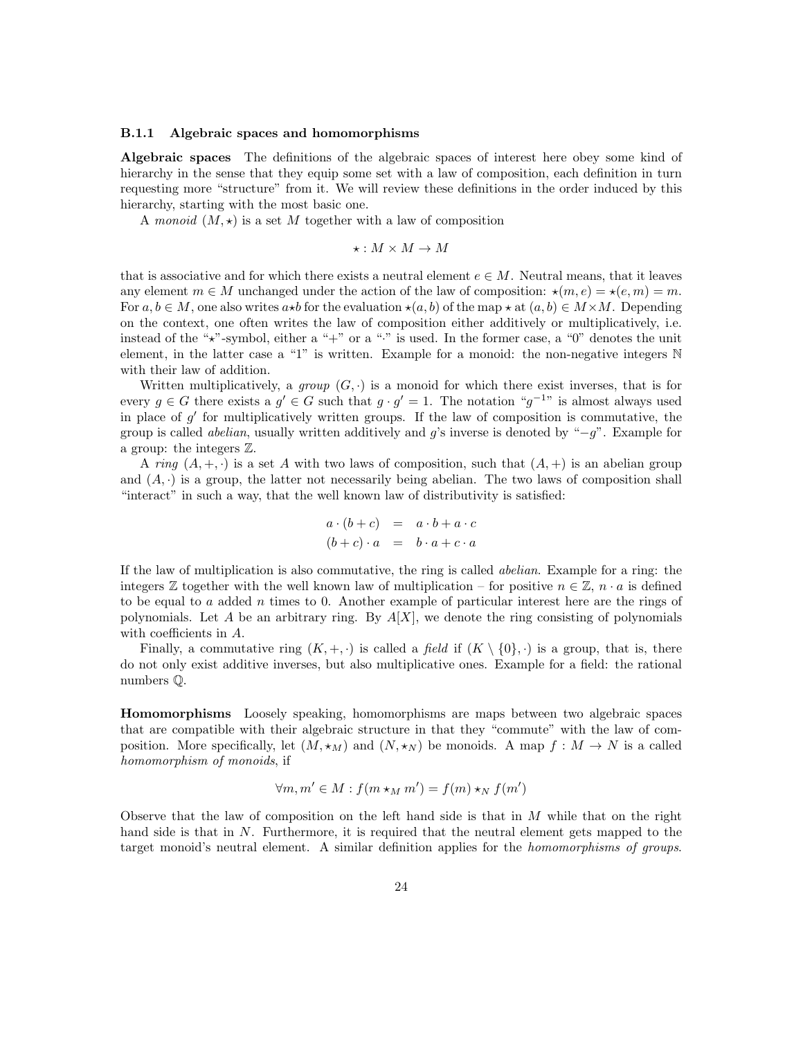### B.1.1 Algebraic spaces and homomorphisms

**Algebraic spaces** The definitions of the algebraic spaces of interest here obey some kind of hierarchy in the sense that they equip some set with a law of composition, each definition in turn requesting more "structure" from it. We will review these definitions in the order induced by this hierarchy, starting with the most basic one.

A *monoid* $(M, \star)$ is a set $M$ together with a law of composition

$$\star : M \times M \to M$$

that is associative and for which there exists a neutral element $e \in M$. Neutral means, that it leaves any element $m \in M$ unchanged under the action of the law of composition: $\star(m, e) = \star(e, m) = m$. For $a, b \in M$, one also writes $a \star b$ for the evaluation $\star(a, b)$ of the map $\star$ at $(a, b) \in M \times M$. Depending on the context, one often writes the law of composition either additively or multiplicatively, i.e. instead of the "$\star$"-symbol, either a "+" or a "$\cdot$" is used. In the former case, a "0" denotes the unit element, in the latter case a "1" is written. Example for a monoid: the non-negative integers $\mathbb{N}$ with their law of addition.

Written multiplicatively, a *group* $(G, \cdot)$ is a monoid for which there exist inverses, that is for every $g \in G$ there exists a $g' \in G$ such that $g \cdot g' = 1$. The notation "$g^{-1}$" is almost always used in place of $g'$ for multiplicatively written groups. If the law of composition is commutative, the group is called *abelian*, usually written additively and $g$'s inverse is denoted by "$-g$". Example for a group: the integers $\mathbb{Z}$.

A *ring* $(A, +, \cdot)$ is a set $A$ with two laws of composition, such that $(A, +)$ is an abelian group and $(A, \cdot)$ is a group, the latter not necessarily being abelian. The two laws of composition shall "interact" in such a way, that the well known law of distributivity is satisfied:

$$\begin{aligned} a \cdot (b + c) &= a \cdot b + a \cdot c \\ (b + c) \cdot a &= b \cdot a + c \cdot a \end{aligned}$$

If the law of multiplication is also commutative, the ring is called *abelian*. Example for a ring: the integers $\mathbb{Z}$ together with the well known law of multiplication – for positive $n \in \mathbb{Z}$, $n \cdot a$ is defined to be equal to $a$ added $n$ times to 0. Another example of particular interest here are the rings of polynomials. Let $A$ be an arbitrary ring. By $A[X]$, we denote the ring consisting of polynomials with coefficients in $A$.

Finally, a commutative ring $(K, +, \cdot)$ is called a *field* if $(K \setminus \{0\}, \cdot)$ is a group, that is, there do not only exist additive inverses, but also multiplicative ones. Example for a field: the rational numbers $\mathbb{Q}$.

**Homomorphisms** Loosely speaking, homomorphisms are maps between two algebraic spaces that are compatible with their algebraic structure in that they "commute" with the law of composition. More specifically, let $(M, \star_M)$ and $(N, \star_N)$ be monoids. A map $f : M \to N$ is a called *homomorphism of monoids*, if

$$\forall m, m' \in M : f(m \star_M m') = f(m) \star_N f(m')$$

Observe that the law of composition on the left hand side is that in $M$ while that on the right hand side is that in $N$. Furthermore, it is required that the neutral element gets mapped to the target monoid's neutral element. A similar definition applies for the *homomorphisms of groups*.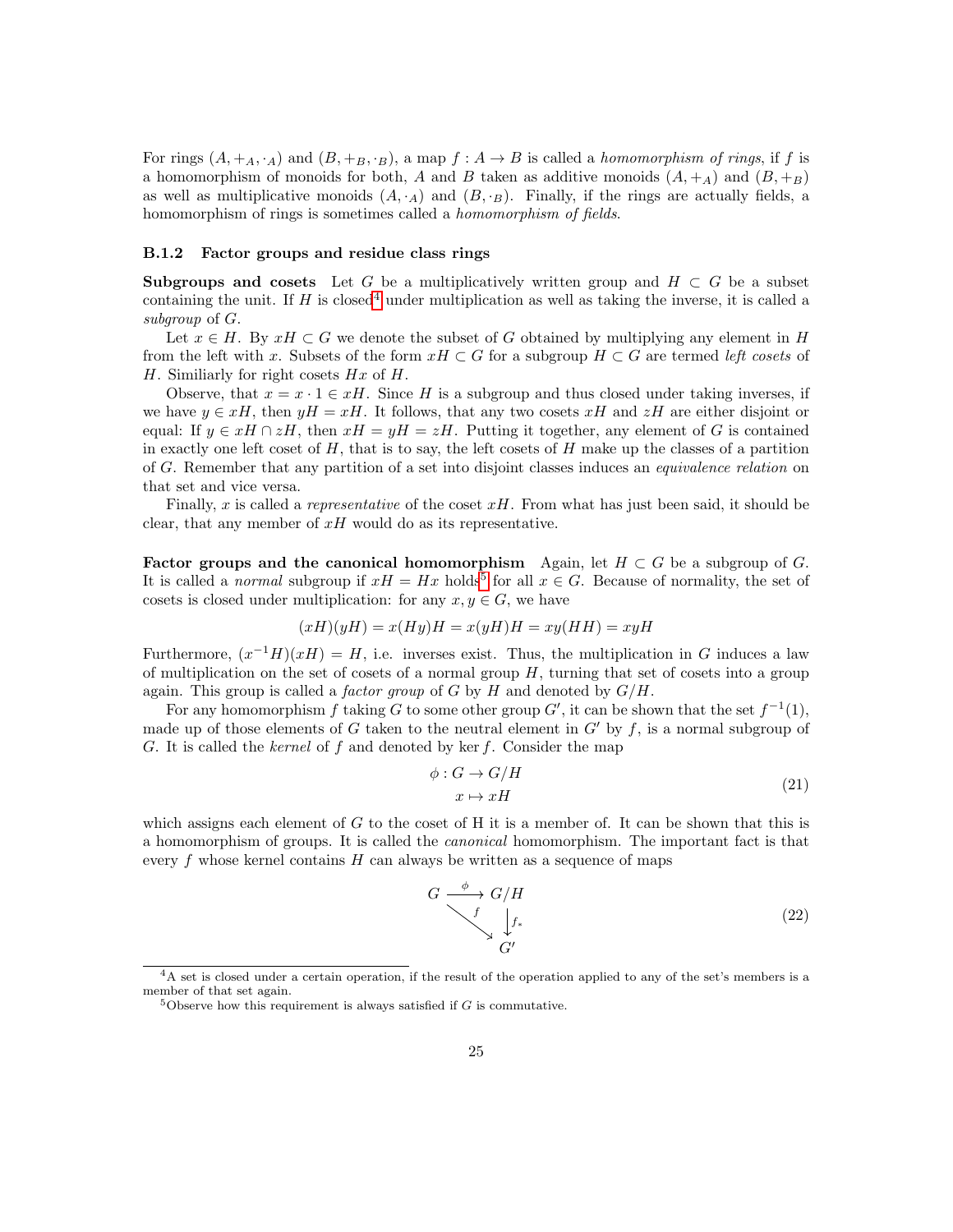For rings $(A, +_A, \cdot_A)$ and $(B, +_B, \cdot_B)$, a map $f : A \to B$ is called a *homomorphism of rings*, if $f$ is a homomorphism of monoids for both, $A$ and $B$ taken as additive monoids $(A, +_A)$ and $(B, +_B)$ as well as multiplicative monoids $(A, \cdot_A)$ and $(B, \cdot_B)$. Finally, if the rings are actually fields, a homomorphism of rings is sometimes called a *homomorphism of fields*.

### B.1.2 Factor groups and residue class rings

**Subgroups and cosets** Let $G$ be a multiplicatively written group and $H \subset G$ be a subset containing the unit. If $H$ is closed[4] under multiplication as well as taking the inverse, it is called a *subgroup* of $G$.

Let $x \in H$. By $xH \subset G$ we denote the subset of $G$ obtained by multiplying any element in $H$ from the left with $x$. Subsets of the form $xH \subset G$ for a subgroup $H \subset G$ are termed *left cosets* of $H$. Similiarly for right cosets $Hx$ of $H$.

Observe, that $x = x \cdot 1 \in xH$. Since $H$ is a subgroup and thus closed under taking inverses, if we have $y \in xH$, then $yH = xH$. It follows, that any two cosets $xH$ and $zH$ are either disjoint or equal: If $y \in xH \cap zH$, then $xH = yH = zH$. Putting it together, any element of $G$ is contained in exactly one left coset of $H$, that is to say, the left cosets of $H$ make up the classes of a partition of $G$. Remember that any partition of a set into disjoint classes induces an *equivalence relation* on that set and vice versa.

Finally, $x$ is called a *representative* of the coset $xH$. From what has just been said, it should be clear, that any member of $xH$ would do as its representative.

**Factor groups and the canonical homomorphism** Again, let $H \subset G$ be a subgroup of $G$. It is called a *normal* subgroup if $xH = Hx$ holds[5] for all $x \in G$. Because of normality, the set of cosets is closed under multiplication: for any $x, y \in G$, we have

$$(xH)(yH) = x(Hy)H = x(yH)H = xy(HH) = xyH$$

Furthermore, $(x^{-1}H)(xH) = H$, i.e. inverses exist. Thus, the multiplication in $G$ induces a law of multiplication on the set of cosets of a normal group $H$, turning that set of cosets into a group again. This group is called a *factor group* of $G$ by $H$ and denoted by $G/H$.

For any homomorphism $f$ taking $G$ to some other group $G'$, it can be shown that the set $f^{-1}(1)$, made up of those elements of $G$ taken to the neutral element in $G'$ by $f$, is a normal subgroup of $G$. It is called the *kernel* of $f$ and denoted by $\ker f$. Consider the map

$$\begin{aligned} \phi : G &\to G/H \\ x &\mapsto xH \end{aligned} \tag{21}$$

which assigns each element of $G$ to the coset of H it is a member of. It can be shown that this is a homomorphism of groups. It is called the *canonical* homomorphism. The important fact is that every $f$ whose kernel contains $H$ can always be written as a sequence of maps

$$\begin{array}{ccc} G & \xrightarrow{\phi} & G/H \\ & \searrow^{f} & \downarrow f_* \\ & & G' \end{array} \tag{22}$$

---

[4] A set is closed under a certain operation, if the result of the operation applied to any of the set's members is a member of that set again.

[5] Observe how this requirement is always satisfied if $G$ is commutative.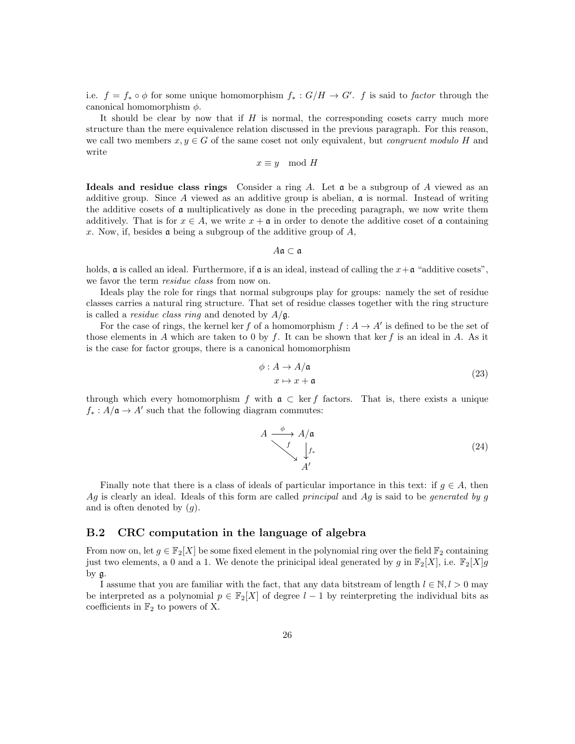i.e. $f = f_* \circ \phi$ for some unique homomorphism $f_* : G/H \to G'$. $f$ is said to *factor* through the canonical homomorphism $\phi$.

It should be clear by now that if $H$ is normal, the corresponding cosets carry much more structure than the mere equivalence relation discussed in the previous paragraph. For this reason, we call two members $x, y \in G$ of the same coset not only equivalent, but *congruent modulo H* and write

$$x \equiv y \mod H$$

**Ideals and residue class rings** Consider a ring $A$. Let $\mathfrak{a}$ be a subgroup of $A$ viewed as an additive group. Since $A$ viewed as an additive group is abelian, $\mathfrak{a}$ is normal. Instead of writing the additive cosets of $\mathfrak{a}$ multiplicatively as done in the preceding paragraph, we now write them additively. That is for $x \in A$, we write $x + \mathfrak{a}$ in order to denote the additive coset of $\mathfrak{a}$ containing $x$. Now, if, besides $\mathfrak{a}$ being a subgroup of the additive group of $A$,

$$A\mathfrak{a} \subset \mathfrak{a}$$

holds, $\mathfrak{a}$ is called an ideal. Furthermore, if $\mathfrak{a}$ is an ideal, instead of calling the $x+\mathfrak{a}$ "additive cosets", we favor the term *residue class* from now on.

Ideals play the role for rings that normal subgroups play for groups: namely the set of residue classes carries a natural ring structure. That set of residue classes together with the ring structure is called a *residue class ring* and denoted by $A/\mathfrak{g}$.

For the case of rings, the kernel $\ker f$ of a homomorphism $f : A \to A'$ is defined to be the set of those elements in $A$ which are taken to 0 by $f$. It can be shown that $\ker f$ is an ideal in $A$. As it is the case for factor groups, there is a canonical homomorphism

$$\begin{aligned} \phi : A &\to A/\mathfrak{a} \\ x &\mapsto x + \mathfrak{a} \end{aligned} \tag{23}$$

through which every homomorphism $f$ with $\mathfrak{a} \subset \ker f$ factors. That is, there exists a unique $f_* : A/\mathfrak{a} \to A'$ such that the following diagram commutes:

$$\begin{array}{ccc} A & \xrightarrow{\phi} & A/\mathfrak{a} \\ & \searrow^{f} & \downarrow^{f_*} \\ & & A' \end{array} \tag{24}$$

Finally note that there is a class of ideals of particular importance in this text: if $g \in A$, then $Ag$ is clearly an ideal. Ideals of this form are called *principal* and $Ag$ is said to be *generated by g* and is often denoted by $(g)$.

## B.2 CRC computation in the language of algebra

From now on, let $g \in \mathbb{F}_2[X]$ be some fixed element in the polynomial ring over the field $\mathbb{F}_2$ containing just two elements, a 0 and a 1. We denote the prinicipal ideal generated by $g$ in $\mathbb{F}_2[X]$, i.e. $\mathbb{F}_2[X]g$ by $\mathfrak{g}$.

I assume that you are familiar with the fact, that any data bitstream of length $l \in \mathbb{N}, l > 0$ may be interpreted as a polynomial $p \in \mathbb{F}_2[X]$ of degree $l - 1$ by reinterpreting the individual bits as coefficients in $\mathbb{F}_2$ to powers of X.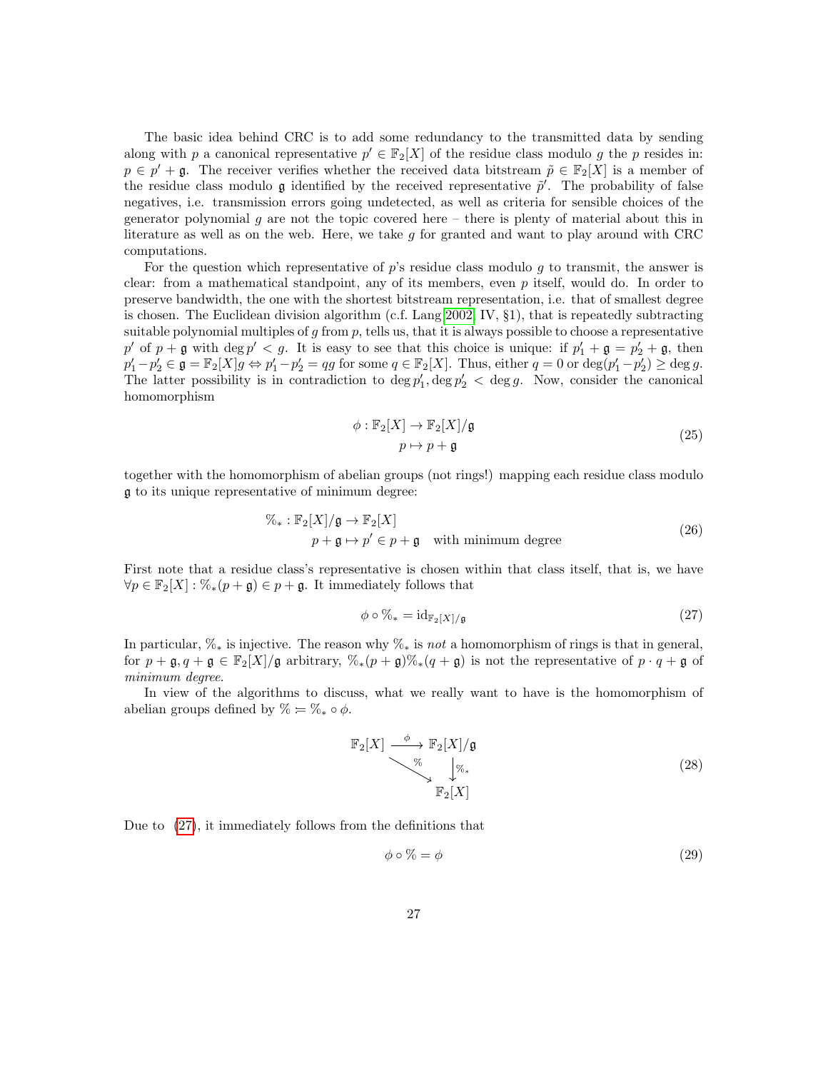The basic idea behind CRC is to add some redundancy to the transmitted data by sending along with $p$ a canonical representative $p' \in \mathbb{F}_2[X]$ of the residue class modulo $g$ the $p$ resides in: $p \in p' + \mathfrak{g}$. The receiver verifies whether the received data bitstream $\tilde{p} \in \mathbb{F}_2[X]$ is a member of the residue class modulo $\mathfrak{g}$ identified by the received representative $\tilde{p}'$. The probability of false negatives, i.e. transmission errors going undetected, as well as criteria for sensible choices of the generator polynomial $g$ are not the topic covered here – there is plenty of material about this in literature as well as on the web. Here, we take $g$ for granted and want to play around with CRC computations.

For the question which representative of $p$'s residue class modulo $g$ to transmit, the answer is clear: from a mathematical standpoint, any of its members, even $p$ itself, would do. In order to preserve bandwidth, the one with the shortest bitstream representation, i.e. that of smallest degree is chosen. The Euclidean division algorithm (c.f. Lang [2002] IV, §1), that is repeatedly subtracting suitable polynomial multiples of $g$ from $p$, tells us, that it is always possible to choose a representative $p'$ of $p + \mathfrak{g}$ with $\deg p' < g$. It is easy to see that this choice is unique: if $p'_1 + \mathfrak{g} = p'_2 + \mathfrak{g}$, then $p'_1 - p'_2 \in \mathfrak{g} = \mathbb{F}_2[X]g \Leftrightarrow p'_1 - p'_2 = qg$ for some $q \in \mathbb{F}_2[X]$. Thus, either $q = 0$ or $\deg(p'_1 - p'_2) \geq \deg g$. The latter possibility is in contradiction to $\deg p'_1, \deg p'_2 < \deg g$. Now, consider the canonical homomorphism

$$
\begin{aligned}
\phi : \mathbb{F}_2[X] &\to \mathbb{F}_2[X]/\mathfrak{g} \\
p &\mapsto p + \mathfrak{g}
\end{aligned}
\tag{25}
$$

together with the homomorphism of abelian groups (not rings!) mapping each residue class modulo $\mathfrak{g}$ to its unique representative of minimum degree:

$$
\begin{aligned}
\%_* : \mathbb{F}_2[X]/\mathfrak{g} &\to \mathbb{F}_2[X] \\
p + \mathfrak{g} &\mapsto p' \in p + \mathfrak{g} \quad \text{with minimum degree}
\end{aligned}
\tag{26}
$$

First note that a residue class's representative is chosen within that class itself, that is, we have $\forall p \in \mathbb{F}_2[X] : \%_*(p + \mathfrak{g}) \in p + \mathfrak{g}$. It immediately follows that

$$
\phi \circ \%_* = \mathrm{id}_{\mathbb{F}_2[X]/\mathfrak{g}} \tag{27}
$$

In particular, $\%_*$ is injective. The reason why $\%_*$ is *not* a homomorphism of rings is that in general, for $p + \mathfrak{g}, q + \mathfrak{g} \in \mathbb{F}_2[X]/\mathfrak{g}$ arbitrary, $\%_*(p + \mathfrak{g})\%_*(q + \mathfrak{g})$ is not the representative of $p \cdot q + \mathfrak{g}$ of *minimum degree*.

In view of the algorithms to discuss, what we really want to have is the homomorphism of abelian groups defined by $\% \coloneqq \%_* \circ \phi$.

$$
\begin{array}{ccc}
\mathbb{F}_2[X] & \xrightarrow{\phi} & \mathbb{F}_2[X]/\mathfrak{g} \\
& \searrow^{\%} & \downarrow{\scriptstyle \%_*} \\
& & \mathbb{F}_2[X]
\end{array}
\tag{28}
$$

Due to (27), it immediately follows from the definitions that

$$
\phi \circ \% = \phi \tag{29}
$$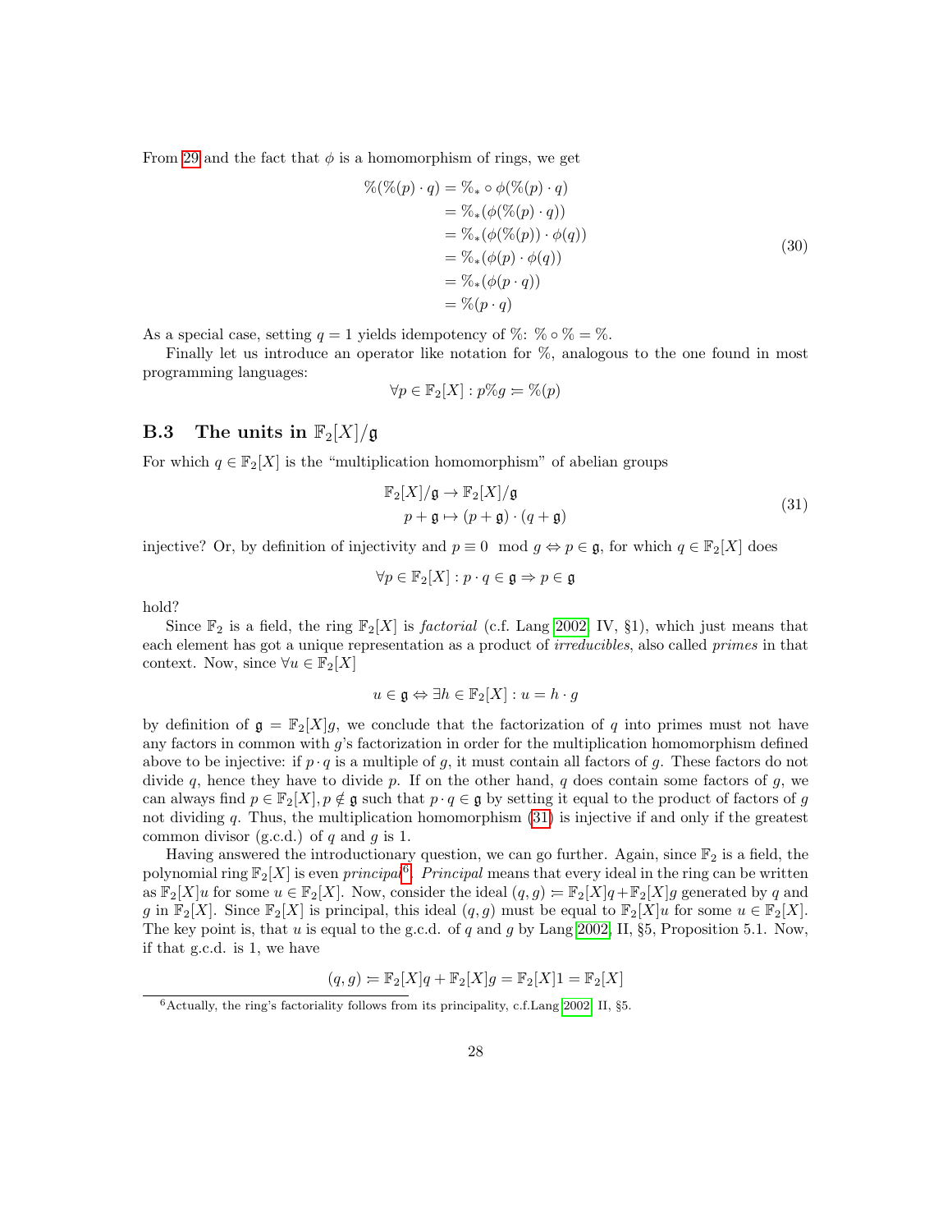From 29 and the fact that $\phi$ is a homomorphism of rings, we get

$$
\begin{aligned}
\%(\%(p)\cdot q) &= \%_* \circ \phi(\%(p)\cdot q) \\
&= \%_*(\phi(\%(p)\cdot q)) \\
&= \%_*(\phi(\%(p))\cdot \phi(q)) \\
&= \%_*(\phi(p)\cdot \phi(q)) \\
&= \%_*(\phi(p\cdot q)) \\
&= \%(p\cdot q)
\end{aligned}
\tag{30}
$$

As a special case, setting $q = 1$ yields idempotency of $\%$: $\% \circ \% = \%$.

Finally let us introduce an operator like notation for $\%$, analogous to the one found in most programming languages:

$$\forall p \in \mathbb{F}_2[X] : p\%g \coloneqq \%(p)$$

## B.3 The units in $\mathbb{F}_2[X]/\mathfrak{g}$

For which $q \in \mathbb{F}_2[X]$ is the "multiplication homomorphism" of abelian groups

$$
\begin{aligned}
&\mathbb{F}_2[X]/\mathfrak{g} \to \mathbb{F}_2[X]/\mathfrak{g} \\
&\quad p + \mathfrak{g} \mapsto (p + \mathfrak{g})\cdot(q + \mathfrak{g})
\end{aligned}
\tag{31}
$$

injective? Or, by definition of injectivity and $p \equiv 0 \mod g \Leftrightarrow p \in \mathfrak{g}$, for which $q \in \mathbb{F}_2[X]$ does

$$\forall p \in \mathbb{F}_2[X] : p\cdot q \in \mathfrak{g} \Rightarrow p \in \mathfrak{g}$$

hold?

Since $\mathbb{F}_2$ is a field, the ring $\mathbb{F}_2[X]$ is *factorial* (c.f. Lang 2002, IV, §1), which just means that each element has got a unique representation as a product of *irreducibles*, also called *primes* in that context. Now, since $\forall u \in \mathbb{F}_2[X]$

$$u \in \mathfrak{g} \Leftrightarrow \exists h \in \mathbb{F}_2[X] : u = h \cdot g$$

by definition of $\mathfrak{g} = \mathbb{F}_2[X]g$, we conclude that the factorization of $q$ into primes must not have any factors in common with $g$'s factorization in order for the multiplication homomorphism defined above to be injective: if $p \cdot q$ is a multiple of $g$, it must contain all factors of $g$. These factors do not divide $q$, hence they have to divide $p$. If on the other hand, $q$ does contain some factors of $g$, we can always find $p \in \mathbb{F}_2[X], p \notin \mathfrak{g}$ such that $p \cdot q \in \mathfrak{g}$ by setting it equal to the product of factors of $g$ not dividing $q$. Thus, the multiplication homomorphism (31) is injective if and only if the greatest common divisor (g.c.d.) of $q$ and $g$ is 1.

Having answered the introductionary question, we can go further. Again, since $\mathbb{F}_2$ is a field, the polynomial ring $\mathbb{F}_2[X]$ is even *principal*[6]. *Principal* means that every ideal in the ring can be written as $\mathbb{F}_2[X]u$ for some $u \in \mathbb{F}_2[X]$. Now, consider the ideal $(q, g) \coloneqq \mathbb{F}_2[X]q + \mathbb{F}_2[X]g$ generated by $q$ and $g$ in $\mathbb{F}_2[X]$. Since $\mathbb{F}_2[X]$ is principal, this ideal $(q, g)$ must be equal to $\mathbb{F}_2[X]u$ for some $u \in \mathbb{F}_2[X]$. The key point is, that $u$ is equal to the g.c.d. of $q$ and $g$ by Lang 2002, II, §5, Proposition 5.1. Now, if that g.c.d. is 1, we have

$$(q, g) \coloneqq \mathbb{F}_2[X]q + \mathbb{F}_2[X]g = \mathbb{F}_2[X]1 = \mathbb{F}_2[X]$$

[6] Actually, the ring's factoriality follows from its principality, c.f.Lang 2002, II, §5.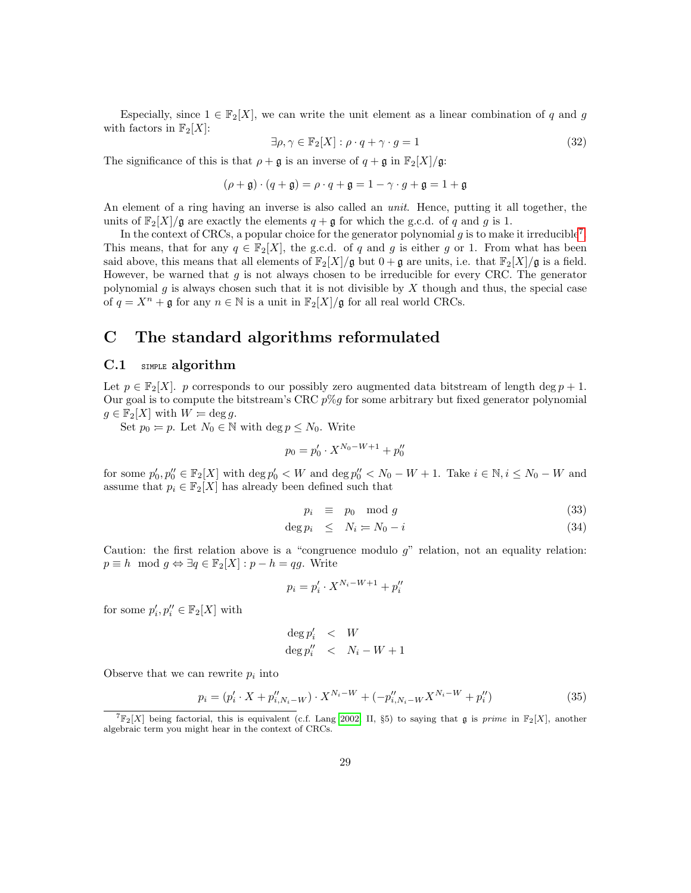Especially, since $1 \in \mathbb{F}_2[X]$, we can write the unit element as a linear combination of $q$ and $g$ with factors in $\mathbb{F}_2[X]$:

$$\exists \rho, \gamma \in \mathbb{F}_2[X] : \rho \cdot q + \gamma \cdot g = 1 \tag{32}$$

The significance of this is that $\rho + \mathfrak{g}$ is an inverse of $q + \mathfrak{g}$ in $\mathbb{F}_2[X]/\mathfrak{g}$:

$$(\rho + \mathfrak{g}) \cdot (q + \mathfrak{g}) = \rho \cdot q + \mathfrak{g} = 1 - \gamma \cdot g + \mathfrak{g} = 1 + \mathfrak{g}$$

An element of a ring having an inverse is also called an *unit*. Hence, putting it all together, the units of $\mathbb{F}_2[X]/\mathfrak{g}$ are exactly the elements $q + \mathfrak{g}$ for which the g.c.d. of $q$ and $g$ is 1.

In the context of CRCs, a popular choice for the generator polynomial $g$ is to make it irreducible[7]. This means, that for any $q \in \mathbb{F}_2[X]$, the g.c.d. of $q$ and $g$ is either $g$ or 1. From what has been said above, this means that all elements of $\mathbb{F}_2[X]/\mathfrak{g}$ but $0 + \mathfrak{g}$ are units, i.e. that $\mathbb{F}_2[X]/\mathfrak{g}$ is a field. However, be warned that $g$ is not always chosen to be irreducible for every CRC. The generator polynomial $g$ is always chosen such that it is not divisible by $X$ though and thus, the special case of $q = X^n + \mathfrak{g}$ for any $n \in \mathbb{N}$ is a unit in $\mathbb{F}_2[X]/\mathfrak{g}$ for all real world CRCs.

# C The standard algorithms reformulated

## C.1 SIMPLE algorithm

Let $p \in \mathbb{F}_2[X]$. $p$ corresponds to our possibly zero augmented data bitstream of length $\deg p + 1$. Our goal is to compute the bitstream's CRC $p \% g$ for some arbitrary but fixed generator polynomial $g \in \mathbb{F}_2[X]$ with $W \coloneqq \deg g$.

Set $p_0 \coloneqq p$. Let $N_0 \in \mathbb{N}$ with $\deg p \leq N_0$. Write

$$p_0 = p_0' \cdot X^{N_0 - W + 1} + p_0''$$

for some $p_0', p_0'' \in \mathbb{F}_2[X]$ with $\deg p_0' < W$ and $\deg p_0'' < N_0 - W + 1$. Take $i \in \mathbb{N}, i \leq N_0 - W$ and assume that $p_i \in \mathbb{F}_2[X]$ has already been defined such that

$$p_i \equiv p_0 \mod g \tag{33}$$

$$\deg p_i \leq N_i \coloneqq N_0 - i \tag{34}$$

Caution: the first relation above is a "congruence modulo $g$" relation, not an equality relation: $p \equiv h \mod g \Leftrightarrow \exists q \in \mathbb{F}_2[X] : p - h = qg$. Write

$$p_i = p_i' \cdot X^{N_i - W + 1} + p_i''$$

for some $p_i', p_i'' \in \mathbb{F}_2[X]$ with

$$\deg p_i' < W$$

$$\deg p_i'' < N_i - W + 1$$

Observe that we can rewrite $p_i$ into

$$p_i = (p_i' \cdot X + p_{i,N_i-W}'') \cdot X^{N_i - W} + (-p_{i,N_i-W}'' X^{N_i - W} + p_i'') \tag{35}$$

[7] $\mathbb{F}_2[X]$ being factorial, this is equivalent (c.f. Lang 2002, II, §5) to saying that $\mathfrak{g}$ is *prime* in $\mathbb{F}_2[X]$, another algebraic term you might hear in the context of CRCs.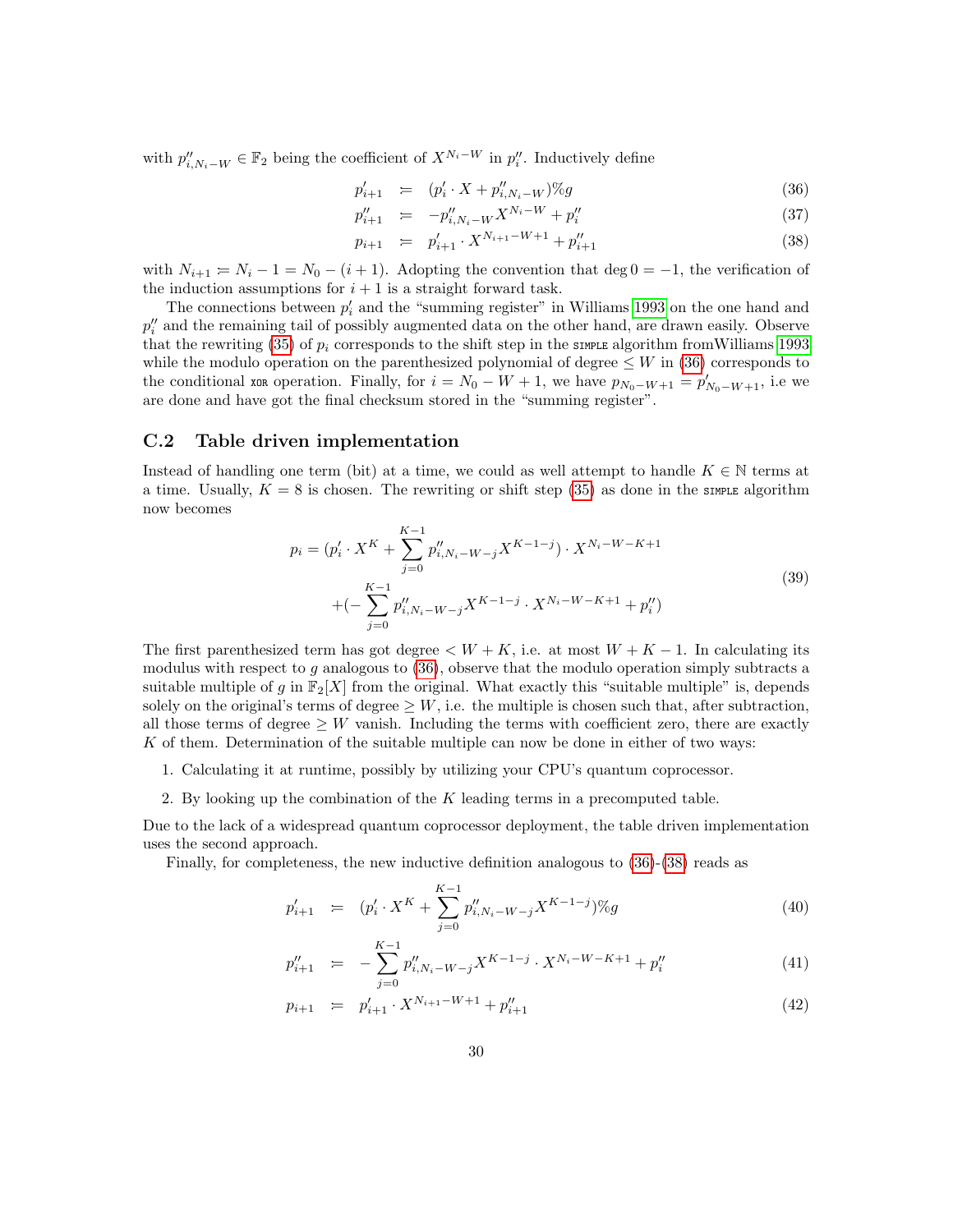with $p''_{i,N_i-W} \in \mathbb{F}_2$ being the coefficient of $X^{N_i-W}$ in $p''_i$. Inductively define

$$
\begin{aligned}
p'_{i+1} &\coloneqq (p'_i \cdot X + p''_{i,N_i-W}) \% g & (36)\\
p''_{i+1} &\coloneqq -p''_{i,N_i-W} X^{N_i-W} + p''_i & (37)\\
p_{i+1} &\coloneqq p'_{i+1} \cdot X^{N_{i+1}-W+1} + p''_{i+1} & (38)
\end{aligned}
$$

with $N_{i+1} \coloneqq N_i - 1 = N_0 - (i+1)$. Adopting the convention that $\deg 0 = -1$, the verification of the induction assumptions for $i+1$ is a straight forward task.

The connections between $p'_i$ and the "summing register" in Williams 1993 on the one hand and $p''_i$ and the remaining tail of possibly augmented data on the other hand, are drawn easily. Observe that the rewriting (35) of $p_i$ corresponds to the shift step in the SIMPLE algorithm fromWilliams 1993 while the modulo operation on the parenthesized polynomial of degree $\leq W$ in (36) corresponds to the conditional XOR operation. Finally, for $i = N_0 - W + 1$, we have $p_{N_0-W+1} = p'_{N_0-W+1}$, i.e we are done and have got the final checksum stored in the "summing register".

## C.2 Table driven implementation

Instead of handling one term (bit) at a time, we could as well attempt to handle $K \in \mathbb{N}$ terms at a time. Usually, $K = 8$ is chosen. The rewriting or shift step (35) as done in the SIMPLE algorithm now becomes

$$
\begin{aligned}
p_i = (p'_i \cdot X^K + \sum_{j=0}^{K-1} p''_{i,N_i-W-j} X^{K-1-j}) \cdot X^{N_i-W-K+1} \\
+(-\sum_{j=0}^{K-1} p''_{i,N_i-W-j} X^{K-1-j} \cdot X^{N_i-W-K+1} + p''_i)
\end{aligned}
\tag{39}
$$

The first parenthesized term has got degree $< W + K$, i.e. at most $W + K - 1$. In calculating its modulus with respect to $g$ analogous to (36), observe that the modulo operation simply subtracts a suitable multiple of $g$ in $\mathbb{F}_2[X]$ from the original. What exactly this "suitable multiple" is, depends solely on the original's terms of degree $\geq W$, i.e. the multiple is chosen such that, after subtraction, all those terms of degree $\geq W$ vanish. Including the terms with coefficient zero, there are exactly $K$ of them. Determination of the suitable multiple can now be done in either of two ways:

1. Calculating it at runtime, possibly by utilizing your CPU's quantum coprocessor.
2. By looking up the combination of the $K$ leading terms in a precomputed table.

Due to the lack of a widespread quantum coprocessor deployment, the table driven implementation uses the second approach.

Finally, for completeness, the new inductive definition analogous to (36)-(38) reads as

$$
\begin{aligned}
p'_{i+1} &\coloneqq (p'_i \cdot X^K + \sum_{j=0}^{K-1} p''_{i,N_i-W-j} X^{K-1-j}) \% g & (40)\\
p''_{i+1} &\coloneqq -\sum_{j=0}^{K-1} p''_{i,N_i-W-j} X^{K-1-j} \cdot X^{N_i-W-K+1} + p''_i & (41)\\
p_{i+1} &\coloneqq p'_{i+1} \cdot X^{N_{i+1}-W+1} + p''_{i+1} & (42)
\end{aligned}
$$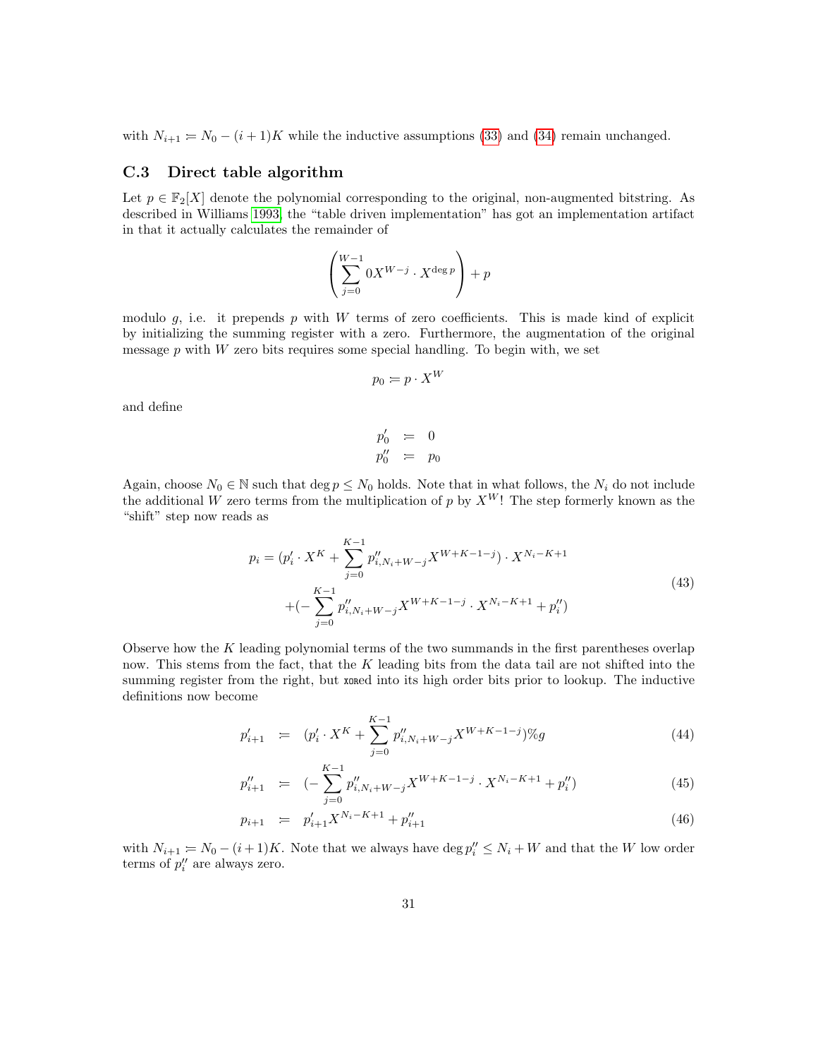with $N_{i+1} \coloneqq N_0 - (i+1)K$ while the inductive assumptions (33) and (34) remain unchanged.

### C.3 Direct table algorithm

Let $p \in \mathbb{F}_2[X]$ denote the polynomial corresponding to the original, non-augmented bitstring. As described in Williams 1993 the "table driven implementation" has got an implementation artifact in that it actually calculates the remainder of

$$\left(\sum_{j=0}^{W-1} 0X^{W-j} \cdot X^{\deg p}\right) + p$$

modulo $g$, i.e. it prepends $p$ with $W$ terms of zero coefficients. This is made kind of explicit by initializing the summing register with a zero. Furthermore, the augmentation of the original message $p$ with $W$ zero bits requires some special handling. To begin with, we set

$$p_0 \coloneqq p \cdot X^W$$

and define

$$\begin{aligned} p'_0 &\coloneqq 0 \\ p''_0 &\coloneqq p_0 \end{aligned}$$

Again, choose $N_0 \in \mathbb{N}$ such that $\deg p \leq N_0$ holds. Note that in what follows, the $N_i$ do not include the additional $W$ zero terms from the multiplication of $p$ by $X^W$! The step formerly known as the "shift" step now reads as

$$\begin{aligned} p_i = (p'_i \cdot X^K + \sum_{j=0}^{K-1} p''_{i,N_i+W-j} X^{W+K-1-j}) \cdot X^{N_i-K+1} \\ +(-\sum_{j=0}^{K-1} p''_{i,N_i+W-j} X^{W+K-1-j} \cdot X^{N_i-K+1} + p''_i) \end{aligned} \tag{43}$$

Observe how the $K$ leading polynomial terms of the two summands in the first parentheses overlap now. This stems from the fact, that the $K$ leading bits from the data tail are not shifted into the summing register from the right, but xored into its high order bits prior to lookup. The inductive definitions now become

$$p'_{i+1} \coloneqq (p'_i \cdot X^K + \sum_{j=0}^{K-1} p''_{i,N_i+W-j} X^{W+K-1-j}) \% g \tag{44}$$

$$p''_{i+1} \coloneqq (-\sum_{j=0}^{K-1} p''_{i,N_i+W-j} X^{W+K-1-j} \cdot X^{N_i-K+1} + p''_i) \tag{45}$$

$$p_{i+1} \coloneqq p'_{i+1} X^{N_i-K+1} + p''_{i+1} \tag{46}$$

with $N_{i+1} \coloneqq N_0 - (i+1)K$. Note that we always have $\deg p''_i \leq N_i + W$ and that the $W$ low order terms of $p''_i$ are always zero.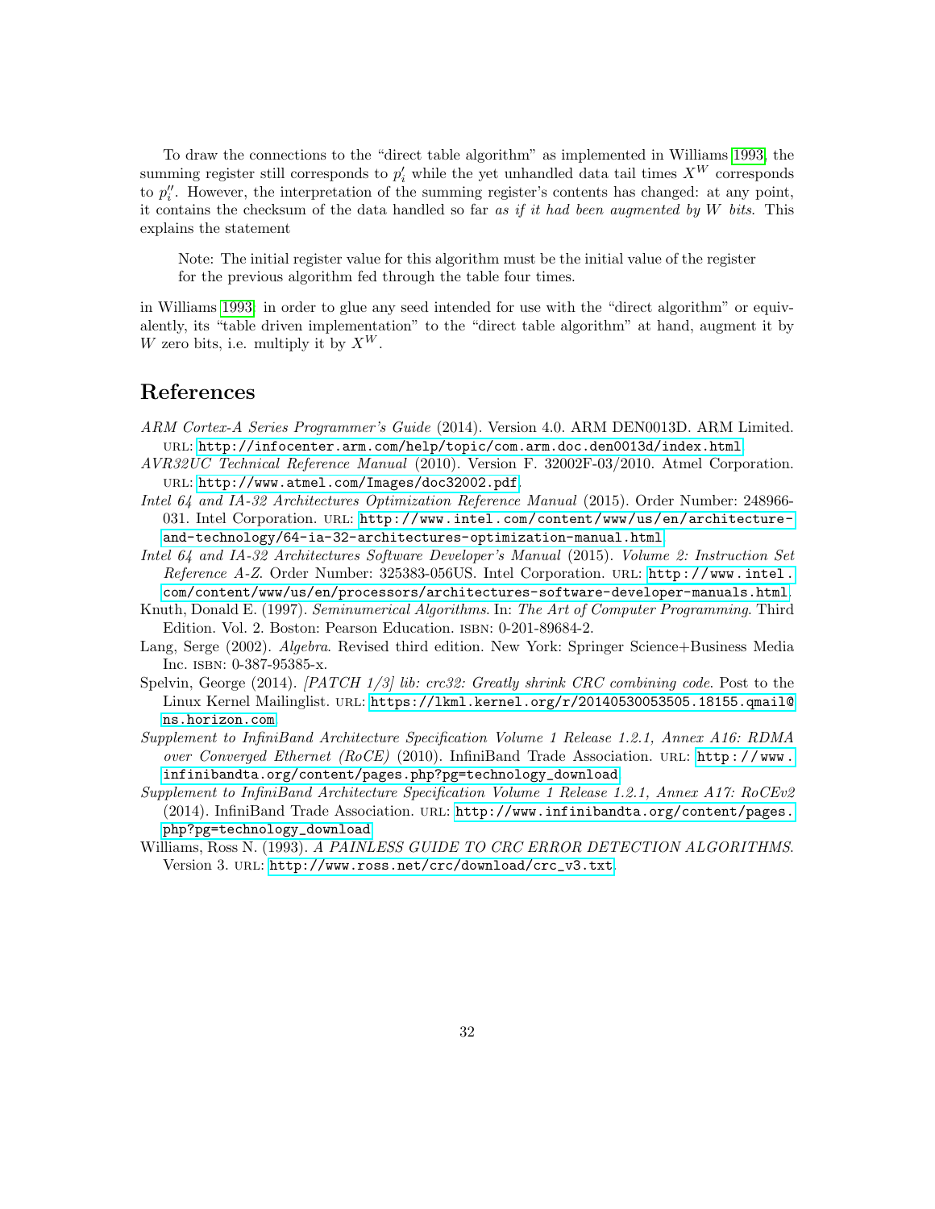To draw the connections to the "direct table algorithm" as implemented in Williams 1993, the summing register still corresponds to $p'_i$ while the yet unhandled data tail times $X^W$ corresponds to $p''_i$. However, the interpretation of the summing register's contents has changed: at any point, it contains the checksum of the data handled so far *as if it had been augmented by $W$ bits*. This explains the statement

> Note: The initial register value for this algorithm must be the initial value of the register for the previous algorithm fed through the table four times.

in Williams 1993: in order to glue any seed intended for use with the "direct algorithm" or equivalently, its "table driven implementation" to the "direct table algorithm" at hand, augment it by $W$ zero bits, i.e. multiply it by $X^W$.

## References

*ARM Cortex-A Series Programmer's Guide* (2014). Version 4.0. ARM DEN0013D. ARM Limited. URL: http://infocenter.arm.com/help/topic/com.arm.doc.den0013d/index.html.

*AVR32UC Technical Reference Manual* (2010). Version F. 32002F-03/2010. Atmel Corporation. URL: http://www.atmel.com/Images/doc32002.pdf.

*Intel 64 and IA-32 Architectures Optimization Reference Manual* (2015). Order Number: 248966-031. Intel Corporation. URL: http://www.intel.com/content/www/us/en/architecture-and-technology/64-ia-32-architectures-optimization-manual.html.

*Intel 64 and IA-32 Architectures Software Developer's Manual* (2015). *Volume 2: Instruction Set Reference A-Z*. Order Number: 325383-056US. Intel Corporation. URL: http://www.intel.com/content/www/us/en/processors/architectures-software-developer-manuals.html.

Knuth, Donald E. (1997). *Seminumerical Algorithms*. In: *The Art of Computer Programming*. Third Edition. Vol. 2. Boston: Pearson Education. ISBN: 0-201-89684-2.

Lang, Serge (2002). *Algebra*. Revised third edition. New York: Springer Science+Business Media Inc. ISBN: 0-387-95385-x.

Spelvin, George (2014). *[PATCH 1/3] lib: crc32: Greatly shrink CRC combining code*. Post to the Linux Kernel Mailinglist. URL: https://lkml.kernel.org/r/20140530053505.18155.qmail@ns.horizon.com.

*Supplement to InfiniBand Architecture Specification Volume 1 Release 1.2.1, Annex A16: RDMA over Converged Ethernet (RoCE)* (2010). InfiniBand Trade Association. URL: http://www.infinibandta.org/content/pages.php?pg=technology_download.

*Supplement to InfiniBand Architecture Specification Volume 1 Release 1.2.1, Annex A17: RoCEv2* (2014). InfiniBand Trade Association. URL: http://www.infinibandta.org/content/pages.php?pg=technology_download.

Williams, Ross N. (1993). *A PAINLESS GUIDE TO CRC ERROR DETECTION ALGORITHMS*. Version 3. URL: http://www.ross.net/crc/download/crc_v3.txt.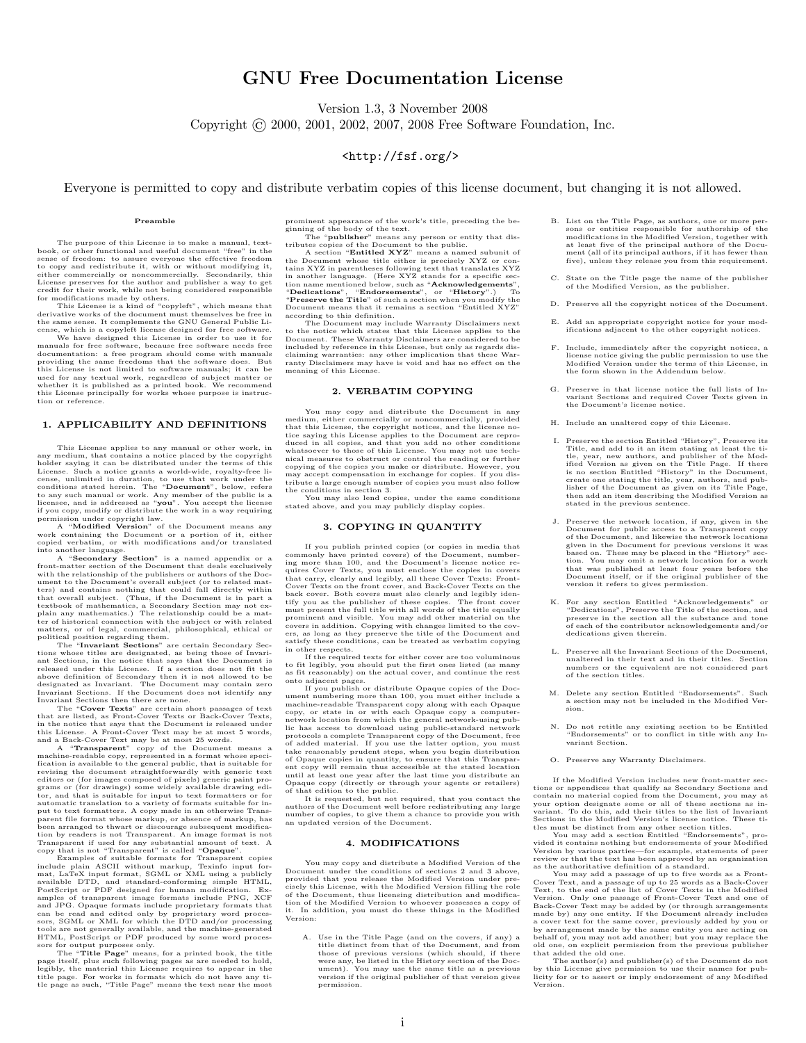# GNU Free Documentation License

Version 1.3, 3 November 2008

Copyright © 2000, 2001, 2002, 2007, 2008 Free Software Foundation, Inc.

<http://fsf.org/>

Everyone is permitted to copy and distribute verbatim copies of this license document, but changing it is not allowed.

#### Preamble

The purpose of this License is to make a manual, textbook, or other functional and useful document "free" in the sense of freedom: to assure everyone the effective freedom to copy and redistribute it, with or without modifying it, either commercially or noncommercially. Secondarily, this License preserves for the author and publisher a way to get credit for their work, while not being considered responsible for modifications made by others.

This License is a kind of "copyleft", which means that derivative works of the document must themselves be free in the same sense. It complements the GNU General Public License, which is a copyleft license designed for free software.

We have designed this License in order to use it for manuals for free software, because free software needs free documentation: a free program should come with manuals providing the same freedoms that the software does. But this License is not limited to software manuals; it can be used for any textual work, regardless of subject matter or whether it is published as a printed book. We recommend this License principally for works whose purpose is instruction or reference.

## 1. APPLICABILITY AND DEFINITIONS

This License applies to any manual or other work, in any medium, that contains a notice placed by the copyright holder saying it can be distributed under the terms of this License. Such a notice grants a world-wide, royalty-free license, unlimited in duration, to use that work under the conditions stated herein. The "**Document**", below, refers to any such manual or work. Any member of the public is a licensee, and is addressed as "**you**". You accept the license if you copy, modify or distribute the work in a way requiring permission under copyright law.

A "**Modified Version**" of the Document means any work containing the Document or a portion of it, either copied verbatim, or with modifications and/or translated into another language.

A "**Secondary Section**" is a named appendix or a front-matter section of the Document that deals exclusively with the relationship of the publishers or authors of the Document to the Document's overall subject (or to related matters) and contains nothing that could fall directly within that overall subject. (Thus, if the Document is in part a textbook of mathematics, a Secondary Section may not explain any mathematics.) The relationship could be a matter of historical connection with the subject or with related matters, or of legal, commercial, philosophical, ethical or political position regarding them.

The "**Invariant Sections**" are certain Secondary Sections whose titles are designated, as being those of Invariant Sections, in the notice that says that the Document is released under this License. If a section does not fit the above definition of Secondary then it is not allowed to be designated as Invariant. The Document may contain zero Invariant Sections. If the Document does not identify any Invariant Sections then there are none.

The "**Cover Texts**" are certain short passages of text that are listed, as Front-Cover Texts or Back-Cover Texts, in the notice that says that the Document is released under this License. A Front-Cover Text may be at most 5 words, and a Back-Cover Text may be at most 25 words.

A "**Transparent**" copy of the Document means a machine-readable copy, represented in a format whose specification is available to the general public, that is suitable for revising the document straightforwardly with generic text editors or (for images composed of pixels) generic paint programs or (for drawings) some widely available drawing editor, and that is suitable for input to text formatters or for automatic translation to a variety of formats suitable for input to text formatters. A copy made in an otherwise Transparent file format whose markup, or absence of markup, has been arranged to thwart or discourage subsequent modification by readers is not Transparent. An image format is not Transparent if used for any substantial amount of text. A copy that is not "Transparent" is called "**Opaque**".

Examples of suitable formats for Transparent copies include plain ASCII without markup, Texinfo input format, LaTeX input format, SGML or XML using a publicly available DTD, and standard-conforming simple HTML, PostScript or PDF designed for human modification. Examples of transparent image formats include PNG, XCF and JPG. Opaque formats include proprietary formats that can be read and edited only by proprietary word processors, SGML or XML for which the DTD and/or processing tools are not generally available, and the machine-generated HTML, PostScript or PDF produced by some word processors for output purposes only.

The "**Title Page**" means, for a printed book, the title page itself, plus such following pages as are needed to hold, legibly, the material this License requires to appear in the title page. For works in formats which do not have any title page as such, "Title Page" means the text near the most prominent appearance of the work's title, preceding the beginning of the body of the text.

The "**publisher**" means any person or entity that distributes copies of the Document to the public.

A section "**Entitled XYZ**" means a named subunit of the Document whose title either is precisely XYZ or contains XYZ in parentheses following text that translates XYZ in another language. (Here XYZ stands for a specific section name mentioned below, such as "**Acknowledgements**", "**Dedications**", "**Endorsements**", or "**History**".) To "**Preserve the Title**" of such a section when you modify the Document means that it remains a section "Entitled XYZ" according to this definition.

The Document may include Warranty Disclaimers next to the notice which states that this License applies to the Document. These Warranty Disclaimers are considered to be included by reference in this License, but only as regards disclaiming warranties: any other implication that these Warranty Disclaimers may have is void and has no effect on the meaning of this License.

## 2. VERBATIM COPYING

You may copy and distribute the Document in any medium, either commercially or noncommercially, provided that this License, the copyright notices, and the license notice saying this License applies to the Document are reproduced in all copies, and that you add no other conditions whatsoever to those of this License. You may not use technical measures to obstruct or control the reading or further copying of the copies you make or distribute. However, you may accept compensation in exchange for copies. If you distribute a large enough number of copies you must also follow the conditions in section 3.

You may also lend copies, under the same conditions stated above, and you may publicly display copies.

## 3. COPYING IN QUANTITY

If you publish printed copies (or copies in media that commonly have printed covers) of the Document, numbering more than 100, and the Document's license notice requires Cover Texts, you must enclose the copies in covers that carry, clearly and legibly, all these Cover Texts: Front-Cover Texts on the front cover, and Back-Cover Texts on the back cover. Both covers must also clearly and legibly identify you as the publisher of these copies. The front cover must present the full title with all words of the title equally prominent and visible. You may add other material on the covers in addition. Copying with changes limited to the covers, as long as they preserve the title of the Document and satisfy these conditions, can be treated as verbatim copying in other respects.

If the required texts for either cover are too voluminous to fit legibly, you should put the first ones listed (as many as fit reasonably) on the actual cover, and continue the rest onto adjacent pages.

If you publish or distribute Opaque copies of the Document numbering more than 100, you must either include a machine-readable Transparent copy along with each Opaque copy, or state in or with each Opaque copy a computer-network location from which the general network-using public has access to download using public-standard network protocols a complete Transparent copy of the Document, free of added material. If you use the latter option, you must take reasonably prudent steps, when you begin distribution of Opaque copies in quantity, to ensure that this Transparent copy will remain thus accessible at the stated location until at least one year after the last time you distribute an Opaque copy (directly or through your agents or retailers) of that edition to the public.

It is requested, but not required, that you contact the authors of the Document well before redistributing any large number of copies, to give them a chance to provide you with an updated version of the Document.

## 4. MODIFICATIONS

You may copy and distribute a Modified Version of the Document under the conditions of sections 2 and 3 above, provided that you release the Modified Version under precisely this License, with the Modified Version filling the role of the Document, thus licensing distribution and modification of the Modified Version to whoever possesses a copy of it. In addition, you must do these things in the Modified Version:

A. Use in the Title Page (and on the covers, if any) a title distinct from that of the Document, and from those of previous versions (which should, if there were any, be listed in the History section of the Document). You may use the same title as a previous version if the original publisher of that version gives permission.

B. List on the Title Page, as authors, one or more persons or entities responsible for authorship of the modifications in the Modified Version, together with at least five of the principal authors of the Document (all of its principal authors, if it has fewer than five), unless they release you from this requirement.

C. State on the Title page the name of the publisher of the Modified Version, as the publisher.

D. Preserve all the copyright notices of the Document.

E. Add an appropriate copyright notice for your modifications adjacent to the other copyright notices.

F. Include, immediately after the copyright notices, a license notice giving the public permission to use the Modified Version under the terms of this License, in the form shown in the Addendum below.

G. Preserve in that license notice the full lists of Invariant Sections and required Cover Texts given in the Document's license notice.

H. Include an unaltered copy of this License.

I. Preserve the section Entitled "History", Preserve its Title, and add to it an item stating at least the title, year, new authors, and publisher of the Modified Version as given on the Title Page. If there is no section Entitled "History" in the Document, create one stating the title, year, authors, and publisher of the Document as given on its Title Page, then add an item describing the Modified Version as stated in the previous sentence.

J. Preserve the network location, if any, given in the Document for public access to a Transparent copy of the Document, and likewise the network locations given in the Document for previous versions it was based on. These may be placed in the "History" section. You may omit a network location for a work that was published at least four years before the Document itself, or if the original publisher of the version it refers to gives permission.

K. For any section Entitled "Acknowledgements" or "Dedications", Preserve the Title of the section, and preserve in the section all the substance and tone of each of the contributor acknowledgements and/or dedications given therein.

L. Preserve all the Invariant Sections of the Document, unaltered in their text and in their titles. Section numbers or the equivalent are not considered part of the section titles.

M. Delete any section Entitled "Endorsements". Such a section may not be included in the Modified Version.

N. Do not retitle any existing section to be Entitled "Endorsements" or to conflict in title with any Invariant Section.

O. Preserve any Warranty Disclaimers.

If the Modified Version includes new front-matter sections or appendices that qualify as Secondary Sections and contain no material copied from the Document, you may at your option designate some or all of these sections as invariant. To do this, add their titles to the list of Invariant Sections in the Modified Version's license notice. These titles must be distinct from any other section titles.

You may add a section Entitled "Endorsements", provided it contains nothing but endorsements of your Modified Version by various parties—for example, statements of peer review or that the text has been approved by an organization as the authoritative definition of a standard.

You may add a passage of up to five words as a Front-Cover Text, and a passage of up to 25 words as a Back-Cover Text, to the end of the list of Cover Texts in the Modified Version. Only one passage of Front-Cover Text and one of Back-Cover Text may be added by (or through arrangements made by) any one entity. If the Document already includes a cover text for the same cover, previously added by you or by arrangement made by the same entity you are acting on behalf of, you may not add another; but you may replace the old one, on explicit permission from the previous publisher that added the old one.

The author(s) and publisher(s) of the Document do not by this License give permission to use their names for publicity for or to assert or imply endorsement of any Modified Version.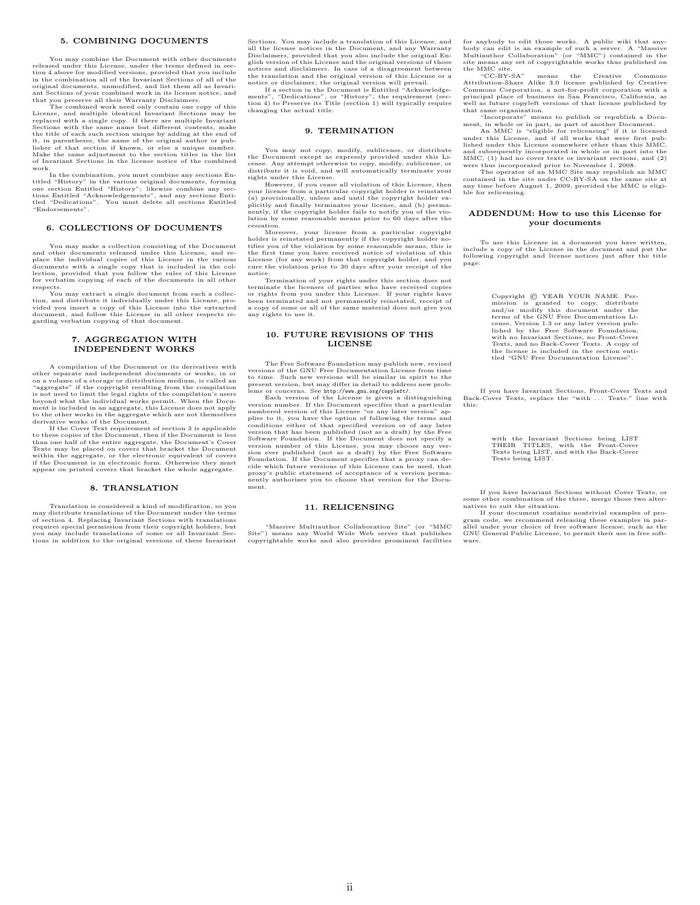## 5. COMBINING DOCUMENTS

You may combine the Document with other documents released under this License, under the terms defined in section 4 above for modified versions, provided that you include in the combination all of the Invariant Sections of all of the original documents, unmodified, and list them all as Invariant Sections of your combined work in its license notice, and that you preserve all their Warranty Disclaimers.

The combined work need only contain one copy of this License, and multiple identical Invariant Sections may be replaced with a single copy. If there are multiple Invariant Sections with the same name but different contents, make the title of each such section unique by adding at the end of it, in parentheses, the name of the original author or publisher of that section if known, or else a unique number. Make the same adjustment to the section titles in the list of Invariant Sections in the license notice of the combined work.

In the combination, you must combine any sections Entitled "History" in the various original documents, forming one section Entitled "History"; likewise combine any sections Entitled "Acknowledgements", and any sections Entitled "Dedications". You must delete all sections Entitled "Endorsements".

## 6. COLLECTIONS OF DOCUMENTS

You may make a collection consisting of the Document and other documents released under this License, and replace the individual copies of this License in the various documents with a single copy that is included in the collection, provided that you follow the rules of this License for verbatim copying of each of the documents in all other respects.

You may extract a single document from such a collection, and distribute it individually under this License, provided you insert a copy of this License into the extracted document, and follow this License in all other respects regarding verbatim copying of that document.

## 7. AGGREGATION WITH INDEPENDENT WORKS

A compilation of the Document or its derivatives with other separate and independent documents or works, in or on a volume of a storage or distribution medium, is called an "aggregate" if the copyright resulting from the compilation is not used to limit the legal rights of the compilation's users beyond what the individual works permit. When the Document is included in an aggregate, this License does not apply to the other works in the aggregate which are not themselves derivative works of the Document.

If the Cover Text requirement of section 3 is applicable to these copies of the Document, then if the Document is less than one half of the entire aggregate, the Document's Cover Texts may be placed on covers that bracket the Document within the aggregate, or the electronic equivalent of covers if the Document is in electronic form. Otherwise they must appear on printed covers that bracket the whole aggregate.

## 8. TRANSLATION

Translation is considered a kind of modification, so you may distribute translations of the Document under the terms of section 4. Replacing Invariant Sections with translations requires special permission from their copyright holders, but you may include translations of some or all Invariant Sections in addition to the original versions of these Invariant Sections. You may include a translation of this License, and all the license notices in the Document, and any Warranty Disclaimers, provided that you also include the original English version of this License and the original versions of those notices and disclaimers. In case of a disagreement between the translation and the original version of this License or a notice or disclaimer, the original version will prevail.

If a section in the Document is Entitled "Acknowledgements", "Dedications", or "History", the requirement (section 4) to Preserve its Title (section 1) will typically require changing the actual title.

## 9. TERMINATION

You may not copy, modify, sublicense, or distribute the Document except as expressly provided under this License. Any attempt otherwise to copy, modify, sublicense, or distribute it is void, and will automatically terminate your rights under this License.

However, if you cease all violation of this License, then your license from a particular copyright holder is reinstated (a) provisionally, unless and until the copyright holder explicitly and finally terminates your license, and (b) permanently, if the copyright holder fails to notify you of the violation by some reasonable means prior to 60 days after the cessation.

Moreover, your license from a particular copyright holder is reinstated permanently if the copyright holder notifies you of the violation by some reasonable means, this is the first time you have received notice of violation of this License (for any work) from that copyright holder, and you cure the violation prior to 30 days after your receipt of the notice.

Termination of your rights under this section does not terminate the licenses of parties who have received copies or rights from you under this License. If your rights have been terminated and not permanently reinstated, receipt of a copy of some or all of the same material does not give you any rights to use it.

## 10. FUTURE REVISIONS OF THIS LICENSE

The Free Software Foundation may publish new, revised versions of the GNU Free Documentation License from time to time. Such new versions will be similar in spirit to the present version, but may differ in detail to address new problems or concerns. See http://www.gnu.org/copyleft/.

Each version of the License is given a distinguishing version number. If the Document specifies that a particular numbered version of this License "or any later version" applies to it, you have the option of following the terms and conditions either of that specified version or of any later version that has been published (not as a draft) by the Free Software Foundation. If the Document does not specify a version number of this License, you may choose any version ever published (not as a draft) by the Free Software Foundation. If the Document specifies that a proxy can decide which future versions of this License can be used, that proxy's public statement of acceptance of a version permanently authorizes you to choose that version for the Document.

## 11. RELICENSING

"Massive Multiauthor Collaboration Site" (or "MMC Site") means any World Wide Web server that publishes copyrightable works and also provides prominent facilities for anybody to edit those works. A public wiki that anybody can edit is an example of such a server. A "Massive Multiauthor Collaboration" (or "MMC") contained in the site means any set of copyrightable works thus published on the MMC site.

"CC-BY-SA" means the Creative Commons Attribution-Share Alike 3.0 license published by Creative Commons Corporation, a not-for-profit corporation with a principal place of business in San Francisco, California, as well as future copyleft versions of that license published by that same organization.

"Incorporate" means to publish or republish a Document, in whole or in part, as part of another Document.

An MMC is "eligible for relicensing" if it is licensed under this License, and if all works that were first published under this License somewhere other than this MMC, and subsequently incorporated in whole or in part into the MMC, (1) had no cover texts or invariant sections, and (2) were thus incorporated prior to November 1, 2008.

The operator of an MMC Site may republish an MMC contained in the site under CC-BY-SA on the same site at any time before August 1, 2009, provided the MMC is eligible for relicensing.

## ADDENDUM: How to use this License for your documents

To use this License in a document you have written, include a copy of the License in the document and put the following copyright and license notices just after the title page:

> Copyright © YEAR YOUR NAME. Permission is granted to copy, distribute and/or modify this document under the terms of the GNU Free Documentation License, Version 1.3 or any later version published by the Free Software Foundation; with no Invariant Sections, no Front-Cover Texts, and no Back-Cover Texts. A copy of the license is included in the section entitled "GNU Free Documentation License".

If you have Invariant Sections, Front-Cover Texts and Back-Cover Texts, replace the "with ... Texts." line with this:

> with the Invariant Sections being LIST THEIR TITLES, with the Front-Cover Texts being LIST, and with the Back-Cover Texts being LIST.

If you have Invariant Sections without Cover Texts, or some other combination of the three, merge those two alternatives to suit the situation.

If your document contains nontrivial examples of program code, we recommend releasing these examples in parallel under your choice of free software license, such as the GNU General Public License, to permit their use in free software.